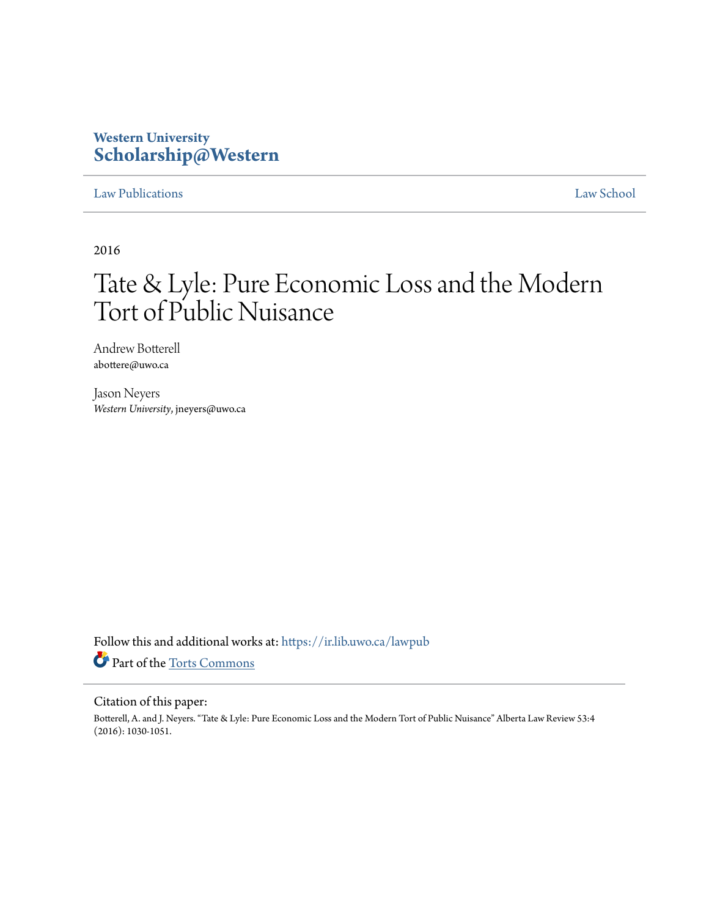Western University
**Scholarship@Western**

Law Publications | Law School

2016

# Tate & Lyle: Pure Economic Loss and the Modern Tort of Public Nuisance

Andrew Botterell
abottere@uwo.ca

Jason Neyers
*Western University*, jneyers@uwo.ca

Follow this and additional works at: https://ir.lib.uwo.ca/lawpub

Part of the Torts Commons

Citation of this paper:

Botterell, A. and J. Neyers. "Tate & Lyle: Pure Economic Loss and the Modern Tort of Public Nuisance" Alberta Law Review 53:4 (2016): 1030-1051.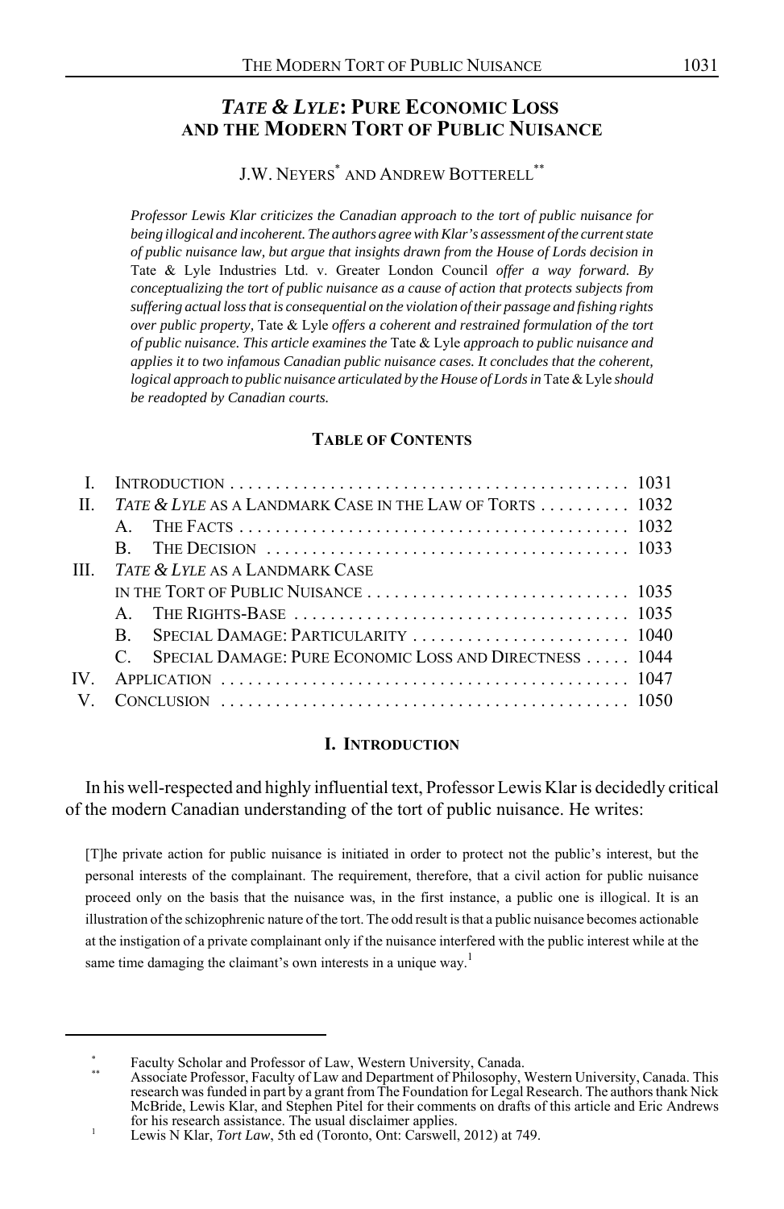# *TATE & LYLE*: PURE ECONOMIC LOSS AND THE MODERN TORT OF PUBLIC NUISANCE

J.W. NEYERS* AND ANDREW BOTTERELL**

*Professor Lewis Klar criticizes the Canadian approach to the tort of public nuisance for being illogical and incoherent. The authors agree with Klar's assessment of the current state of public nuisance law, but argue that insights drawn from the House of Lords decision in* Tate & Lyle Industries Ltd. v. Greater London Council *offer a way forward. By conceptualizing the tort of public nuisance as a cause of action that protects subjects from suffering actual loss that is consequential on the violation of their passage and fishing rights over public property,* Tate & Lyle *offers a coherent and restrained formulation of the tort of public nuisance. This article examines the* Tate & Lyle *approach to public nuisance and applies it to two infamous Canadian public nuisance cases. It concludes that the coherent, logical approach to public nuisance articulated by the House of Lords in* Tate & Lyle *should be readopted by Canadian courts.*

## TABLE OF CONTENTS

| | | |
|---|---|---|
| I. | INTRODUCTION | 1031 |
| II. | *TATE & LYLE* AS A LANDMARK CASE IN THE LAW OF TORTS | 1032 |
| | A. THE FACTS | 1032 |
| | B. THE DECISION | 1033 |
| III. | *TATE & LYLE* AS A LANDMARK CASE IN THE TORT OF PUBLIC NUISANCE | 1035 |
| | A. THE RIGHTS-BASE | 1035 |
| | B. SPECIAL DAMAGE: PARTICULARITY | 1040 |
| | C. SPECIAL DAMAGE: PURE ECONOMIC LOSS AND DIRECTNESS | 1044 |
| IV. | APPLICATION | 1047 |
| V. | CONCLUSION | 1050 |

## I. INTRODUCTION

In his well-respected and highly influential text, Professor Lewis Klar is decidedly critical of the modern Canadian understanding of the tort of public nuisance. He writes:

> [T]he private action for public nuisance is initiated in order to protect not the public's interest, but the personal interests of the complainant. The requirement, therefore, that a civil action for public nuisance proceed only on the basis that the nuisance was, in the first instance, a public one is illogical. It is an illustration of the schizophrenic nature of the tort. The odd result is that a public nuisance becomes actionable at the instigation of a private complainant only if the nuisance interfered with the public interest while at the same time damaging the claimant's own interests in a unique way.[1]

---

\* Faculty Scholar and Professor of Law, Western University, Canada.

\*\* Associate Professor, Faculty of Law and Department of Philosophy, Western University, Canada. This research was funded in part by a grant from The Foundation for Legal Research. The authors thank Nick McBride, Lewis Klar, and Stephen Pitel for their comments on drafts of this article and Eric Andrews for his research assistance. The usual disclaimer applies.

[1] Lewis N Klar, *Tort Law*, 5th ed (Toronto, Ont: Carswell, 2012) at 749.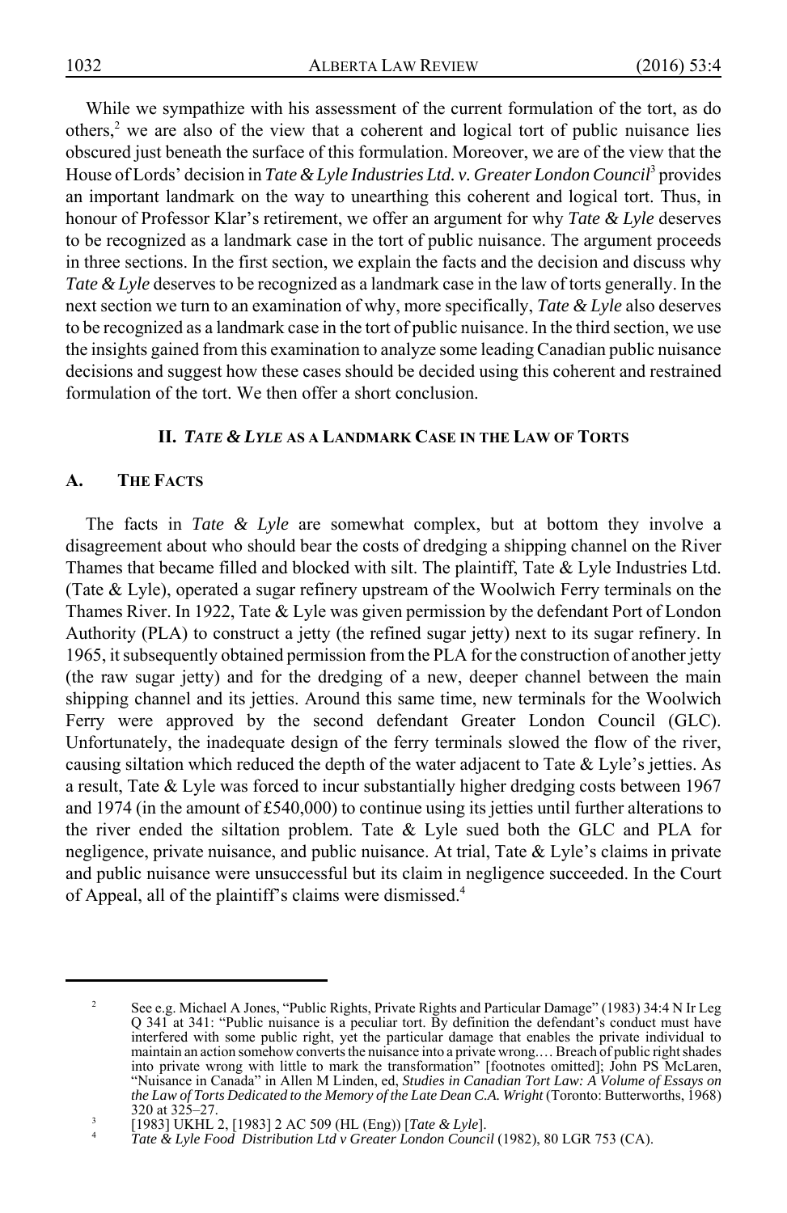While we sympathize with his assessment of the current formulation of the tort, as do others,[2] we are also of the view that a coherent and logical tort of public nuisance lies obscured just beneath the surface of this formulation. Moreover, we are of the view that the House of Lords' decision in *Tate & Lyle Industries Ltd. v. Greater London Council*[3] provides an important landmark on the way to unearthing this coherent and logical tort. Thus, in honour of Professor Klar's retirement, we offer an argument for why *Tate & Lyle* deserves to be recognized as a landmark case in the tort of public nuisance. The argument proceeds in three sections. In the first section, we explain the facts and the decision and discuss why *Tate & Lyle* deserves to be recognized as a landmark case in the law of torts generally. In the next section we turn to an examination of why, more specifically, *Tate & Lyle* also deserves to be recognized as a landmark case in the tort of public nuisance. In the third section, we use the insights gained from this examination to analyze some leading Canadian public nuisance decisions and suggest how these cases should be decided using this coherent and restrained formulation of the tort. We then offer a short conclusion.

## II. *TATE & LYLE* AS A LANDMARK CASE IN THE LAW OF TORTS

### A. THE FACTS

The facts in *Tate & Lyle* are somewhat complex, but at bottom they involve a disagreement about who should bear the costs of dredging a shipping channel on the River Thames that became filled and blocked with silt. The plaintiff, Tate & Lyle Industries Ltd. (Tate & Lyle), operated a sugar refinery upstream of the Woolwich Ferry terminals on the Thames River. In 1922, Tate & Lyle was given permission by the defendant Port of London Authority (PLA) to construct a jetty (the refined sugar jetty) next to its sugar refinery. In 1965, it subsequently obtained permission from the PLA for the construction of another jetty (the raw sugar jetty) and for the dredging of a new, deeper channel between the main shipping channel and its jetties. Around this same time, new terminals for the Woolwich Ferry were approved by the second defendant Greater London Council (GLC). Unfortunately, the inadequate design of the ferry terminals slowed the flow of the river, causing siltation which reduced the depth of the water adjacent to Tate & Lyle's jetties. As a result, Tate & Lyle was forced to incur substantially higher dredging costs between 1967 and 1974 (in the amount of £540,000) to continue using its jetties until further alterations to the river ended the siltation problem. Tate & Lyle sued both the GLC and PLA for negligence, private nuisance, and public nuisance. At trial, Tate & Lyle's claims in private and public nuisance were unsuccessful but its claim in negligence succeeded. In the Court of Appeal, all of the plaintiff's claims were dismissed.[4]

---

[2] See e.g. Michael A Jones, "Public Rights, Private Rights and Particular Damage" (1983) 34:4 N Ir Leg Q 341 at 341: "Public nuisance is a peculiar tort. By definition the defendant's conduct must have interfered with some public right, yet the particular damage that enables the private individual to maintain an action somehow converts the nuisance into a private wrong.… Breach of public right shades into private wrong with little to mark the transformation" [footnotes omitted]; John PS McLaren, "Nuisance in Canada" in Allen M Linden, ed, *Studies in Canadian Tort Law: A Volume of Essays on the Law of Torts Dedicated to the Memory of the Late Dean C.A. Wright* (Toronto: Butterworths, 1968) 320 at 325–27.

[3] [1983] UKHL 2, [1983] 2 AC 509 (HL (Eng)) [*Tate & Lyle*].

[4] *Tate & Lyle Food Distribution Ltd v Greater London Council* (1982), 80 LGR 753 (CA).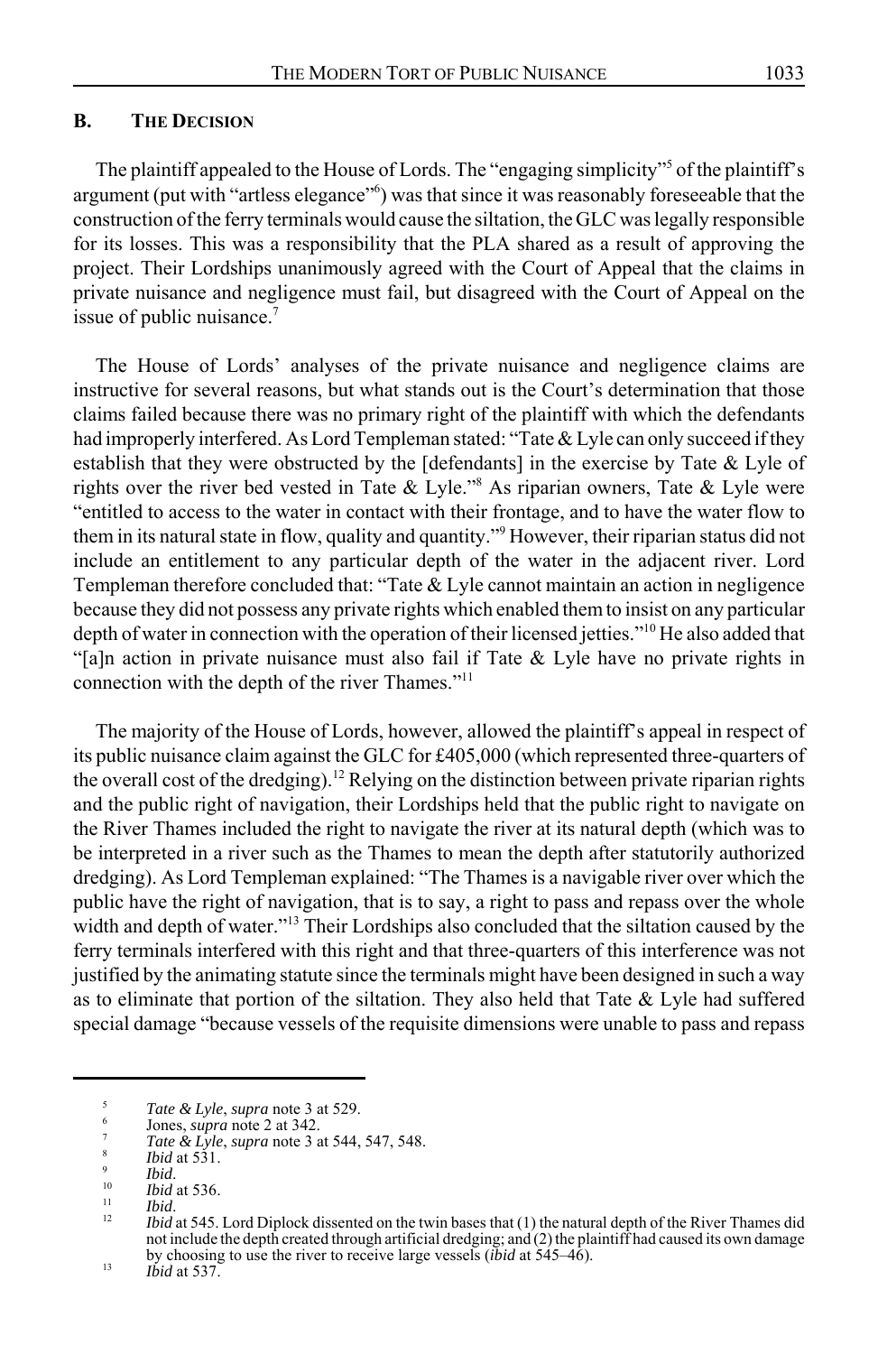## B. The Decision

The plaintiff appealed to the House of Lords. The "engaging simplicity"[5] of the plaintiff's argument (put with "artless elegance"[6]) was that since it was reasonably foreseeable that the construction of the ferry terminals would cause the siltation, the GLC was legally responsible for its losses. This was a responsibility that the PLA shared as a result of approving the project. Their Lordships unanimously agreed with the Court of Appeal that the claims in private nuisance and negligence must fail, but disagreed with the Court of Appeal on the issue of public nuisance.[7]

The House of Lords' analyses of the private nuisance and negligence claims are instructive for several reasons, but what stands out is the Court's determination that those claims failed because there was no primary right of the plaintiff with which the defendants had improperly interfered. As Lord Templeman stated: "Tate & Lyle can only succeed if they establish that they were obstructed by the [defendants] in the exercise by Tate & Lyle of rights over the river bed vested in Tate & Lyle."[8] As riparian owners, Tate & Lyle were "entitled to access to the water in contact with their frontage, and to have the water flow to them in its natural state in flow, quality and quantity."[9] However, their riparian status did not include an entitlement to any particular depth of the water in the adjacent river. Lord Templeman therefore concluded that: "Tate & Lyle cannot maintain an action in negligence because they did not possess any private rights which enabled them to insist on any particular depth of water in connection with the operation of their licensed jetties."[10] He also added that "[a]n action in private nuisance must also fail if Tate & Lyle have no private rights in connection with the depth of the river Thames."[11]

The majority of the House of Lords, however, allowed the plaintiff's appeal in respect of its public nuisance claim against the GLC for £405,000 (which represented three-quarters of the overall cost of the dredging).[12] Relying on the distinction between private riparian rights and the public right of navigation, their Lordships held that the public right to navigate on the River Thames included the right to navigate the river at its natural depth (which was to be interpreted in a river such as the Thames to mean the depth after statutorily authorized dredging). As Lord Templeman explained: "The Thames is a navigable river over which the public have the right of navigation, that is to say, a right to pass and repass over the whole width and depth of water."[13] Their Lordships also concluded that the siltation caused by the ferry terminals interfered with this right and that three-quarters of this interference was not justified by the animating statute since the terminals might have been designed in such a way as to eliminate that portion of the siltation. They also held that Tate & Lyle had suffered special damage "because vessels of the requisite dimensions were unable to pass and repass

---

[5] *Tate & Lyle*, *supra* note 3 at 529.

[6] Jones, *supra* note 2 at 342.

[7] *Tate & Lyle*, *supra* note 3 at 544, 547, 548.

[8] *Ibid* at 531.

[9] *Ibid*.

[10] *Ibid* at 536.

[11] *Ibid*.

[12] *Ibid* at 545. Lord Diplock dissented on the twin bases that (1) the natural depth of the River Thames did not include the depth created through artificial dredging; and (2) the plaintiff had caused its own damage by choosing to use the river to receive large vessels (*ibid* at 545–46).

[13] *Ibid* at 537.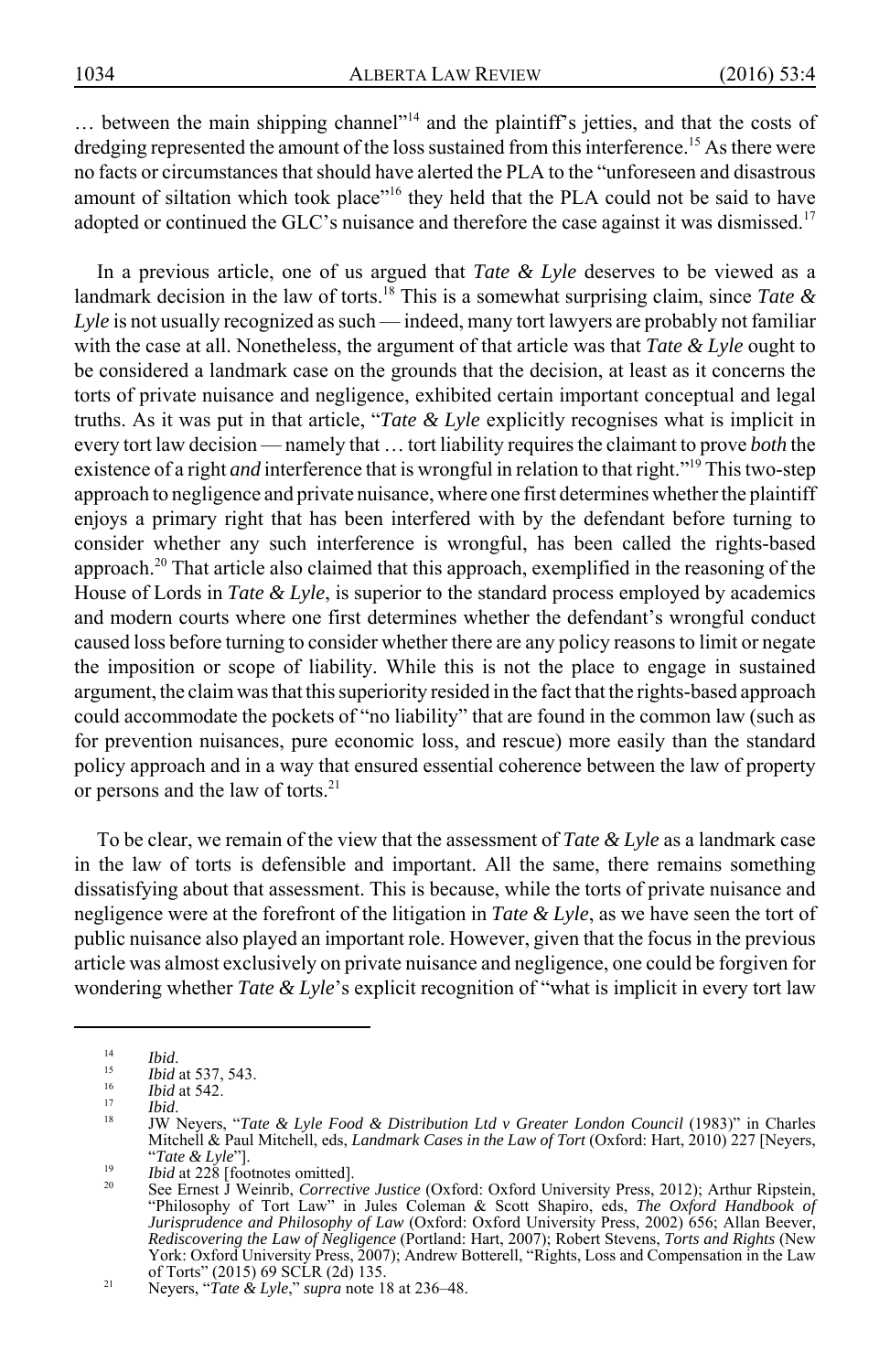… between the main shipping channel"[14] and the plaintiff's jetties, and that the costs of dredging represented the amount of the loss sustained from this interference.[15] As there were no facts or circumstances that should have alerted the PLA to the "unforeseen and disastrous amount of siltation which took place"[16] they held that the PLA could not be said to have adopted or continued the GLC's nuisance and therefore the case against it was dismissed.[17]

In a previous article, one of us argued that *Tate & Lyle* deserves to be viewed as a landmark decision in the law of torts.[18] This is a somewhat surprising claim, since *Tate & Lyle* is not usually recognized as such — indeed, many tort lawyers are probably not familiar with the case at all. Nonetheless, the argument of that article was that *Tate & Lyle* ought to be considered a landmark case on the grounds that the decision, at least as it concerns the torts of private nuisance and negligence, exhibited certain important conceptual and legal truths. As it was put in that article, "*Tate & Lyle* explicitly recognises what is implicit in every tort law decision — namely that … tort liability requires the claimant to prove *both* the existence of a right *and* interference that is wrongful in relation to that right."[19] This two-step approach to negligence and private nuisance, where one first determines whether the plaintiff enjoys a primary right that has been interfered with by the defendant before turning to consider whether any such interference is wrongful, has been called the rights-based approach.[20] That article also claimed that this approach, exemplified in the reasoning of the House of Lords in *Tate & Lyle*, is superior to the standard process employed by academics and modern courts where one first determines whether the defendant's wrongful conduct caused loss before turning to consider whether there are any policy reasons to limit or negate the imposition or scope of liability. While this is not the place to engage in sustained argument, the claim was that this superiority resided in the fact that the rights-based approach could accommodate the pockets of "no liability" that are found in the common law (such as for prevention nuisances, pure economic loss, and rescue) more easily than the standard policy approach and in a way that ensured essential coherence between the law of property or persons and the law of torts.[21]

To be clear, we remain of the view that the assessment of *Tate & Lyle* as a landmark case in the law of torts is defensible and important. All the same, there remains something dissatisfying about that assessment. This is because, while the torts of private nuisance and negligence were at the forefront of the litigation in *Tate & Lyle*, as we have seen the tort of public nuisance also played an important role. However, given that the focus in the previous article was almost exclusively on private nuisance and negligence, one could be forgiven for wondering whether *Tate & Lyle*'s explicit recognition of "what is implicit in every tort law

---

[14] *Ibid*.

[15] *Ibid* at 537, 543.

[16] *Ibid* at 542.

[17] *Ibid*.

[18] JW Neyers, "*Tate & Lyle Food & Distribution Ltd v Greater London Council* (1983)" in Charles Mitchell & Paul Mitchell, eds, *Landmark Cases in the Law of Tort* (Oxford: Hart, 2010) 227 [Neyers, "*Tate & Lyle*"].

[19] *Ibid* at 228 [footnotes omitted].

[20] See Ernest J Weinrib, *Corrective Justice* (Oxford: Oxford University Press, 2012); Arthur Ripstein, "Philosophy of Tort Law" in Jules Coleman & Scott Shapiro, eds, *The Oxford Handbook of Jurisprudence and Philosophy of Law* (Oxford: Oxford University Press, 2002) 656; Allan Beever, *Rediscovering the Law of Negligence* (Portland: Hart, 2007); Robert Stevens, *Torts and Rights* (New York: Oxford University Press, 2007); Andrew Botterell, "Rights, Loss and Compensation in the Law of Torts" (2015) 69 SCLR (2d) 135.

[21] Neyers, "*Tate & Lyle*," *supra* note 18 at 236–48.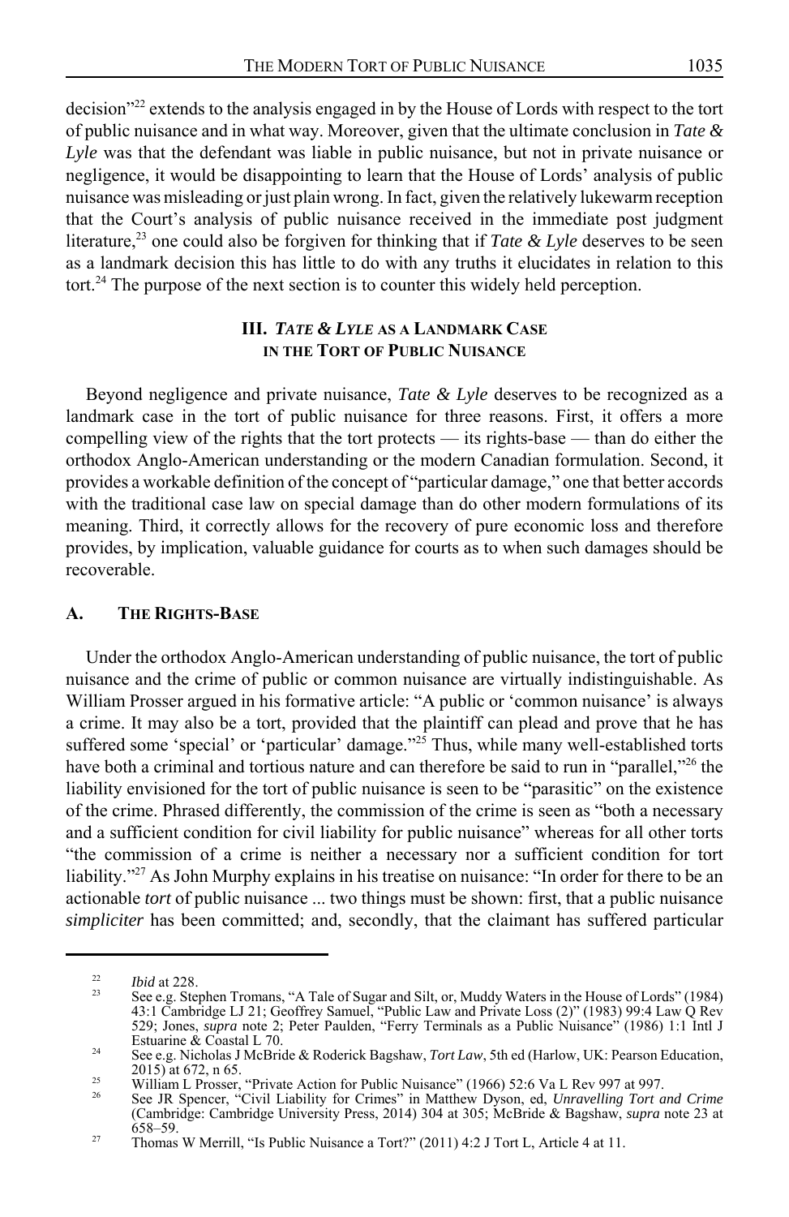decision"[22] extends to the analysis engaged in by the House of Lords with respect to the tort of public nuisance and in what way. Moreover, given that the ultimate conclusion in *Tate & Lyle* was that the defendant was liable in public nuisance, but not in private nuisance or negligence, it would be disappointing to learn that the House of Lords' analysis of public nuisance was misleading or just plain wrong. In fact, given the relatively lukewarm reception that the Court's analysis of public nuisance received in the immediate post judgment literature,[23] one could also be forgiven for thinking that if *Tate & Lyle* deserves to be seen as a landmark decision this has little to do with any truths it elucidates in relation to this tort.[24] The purpose of the next section is to counter this widely held perception.

## III. *TATE & LYLE* AS A LANDMARK CASE IN THE TORT OF PUBLIC NUISANCE

Beyond negligence and private nuisance, *Tate & Lyle* deserves to be recognized as a landmark case in the tort of public nuisance for three reasons. First, it offers a more compelling view of the rights that the tort protects — its rights-base — than do either the orthodox Anglo-American understanding or the modern Canadian formulation. Second, it provides a workable definition of the concept of "particular damage," one that better accords with the traditional case law on special damage than do other modern formulations of its meaning. Third, it correctly allows for the recovery of pure economic loss and therefore provides, by implication, valuable guidance for courts as to when such damages should be recoverable.

### A. THE RIGHTS-BASE

Under the orthodox Anglo-American understanding of public nuisance, the tort of public nuisance and the crime of public or common nuisance are virtually indistinguishable. As William Prosser argued in his formative article: "A public or 'common nuisance' is always a crime. It may also be a tort, provided that the plaintiff can plead and prove that he has suffered some 'special' or 'particular' damage."[25] Thus, while many well-established torts have both a criminal and tortious nature and can therefore be said to run in "parallel,"[26] the liability envisioned for the tort of public nuisance is seen to be "parasitic" on the existence of the crime. Phrased differently, the commission of the crime is seen as "both a necessary and a sufficient condition for civil liability for public nuisance" whereas for all other torts "the commission of a crime is neither a necessary nor a sufficient condition for tort liability."[27] As John Murphy explains in his treatise on nuisance: "In order for there to be an actionable *tort* of public nuisance ... two things must be shown: first, that a public nuisance *simpliciter* has been committed; and, secondly, that the claimant has suffered particular

---

[22] *Ibid* at 228.

[23] See e.g. Stephen Tromans, "A Tale of Sugar and Silt, or, Muddy Waters in the House of Lords" (1984) 43:1 Cambridge LJ 21; Geoffrey Samuel, "Public Law and Private Loss (2)" (1983) 99:4 Law Q Rev 529; Jones, *supra* note 2; Peter Paulden, "Ferry Terminals as a Public Nuisance" (1986) 1:1 Intl J Estuarine & Coastal L 70.

[24] See e.g. Nicholas J McBride & Roderick Bagshaw, *Tort Law*, 5th ed (Harlow, UK: Pearson Education, 2015) at 672, n 65.

[25] William L Prosser, "Private Action for Public Nuisance" (1966) 52:6 Va L Rev 997 at 997.

[26] See JR Spencer, "Civil Liability for Crimes" in Matthew Dyson, ed, *Unravelling Tort and Crime* (Cambridge: Cambridge University Press, 2014) 304 at 305; McBride & Bagshaw, *supra* note 23 at 658–59.

[27] Thomas W Merrill, "Is Public Nuisance a Tort?" (2011) 4:2 J Tort L, Article 4 at 11.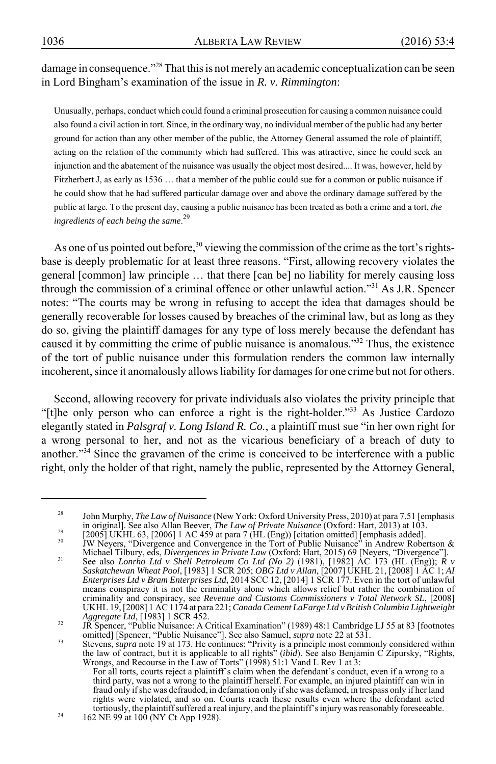damage in consequence."[28] That this is not merely an academic conceptualization can be seen in Lord Bingham's examination of the issue in *R. v. Rimmington*:

> Unusually, perhaps, conduct which could found a criminal prosecution for causing a common nuisance could also found a civil action in tort. Since, in the ordinary way, no individual member of the public had any better ground for action than any other member of the public, the Attorney General assumed the role of plaintiff, acting on the relation of the community which had suffered. This was attractive, since he could seek an injunction and the abatement of the nuisance was usually the object most desired.... It was, however, held by Fitzherbert J, as early as 1536 … that a member of the public could sue for a common or public nuisance if he could show that he had suffered particular damage over and above the ordinary damage suffered by the public at large. To the present day, causing a public nuisance has been treated as both a crime and a tort, *the ingredients of each being the same*.[29]

As one of us pointed out before,[30] viewing the commission of the crime as the tort's rights-base is deeply problematic for at least three reasons. "First, allowing recovery violates the general [common] law principle … that there [can be] no liability for merely causing loss through the commission of a criminal offence or other unlawful action."[31] As J.R. Spencer notes: "The courts may be wrong in refusing to accept the idea that damages should be generally recoverable for losses caused by breaches of the criminal law, but as long as they do so, giving the plaintiff damages for any type of loss merely because the defendant has caused it by committing the crime of public nuisance is anomalous."[32] Thus, the existence of the tort of public nuisance under this formulation renders the common law internally incoherent, since it anomalously allows liability for damages for one crime but not for others.

Second, allowing recovery for private individuals also violates the privity principle that "[t]he only person who can enforce a right is the right-holder."[33] As Justice Cardozo elegantly stated in *Palsgraf v. Long Island R. Co.*, a plaintiff must sue "in her own right for a wrong personal to her, and not as the vicarious beneficiary of a breach of duty to another."[34] Since the gravamen of the crime is conceived to be interference with a public right, only the holder of that right, namely the public, represented by the Attorney General,

---

[28] John Murphy, *The Law of Nuisance* (New York: Oxford University Press, 2010) at para 7.51 [emphasis in original]. See also Allan Beever, *The Law of Private Nuisance* (Oxford: Hart, 2013) at 103.

[29] [2005] UKHL 63, [2006] 1 AC 459 at para 7 (HL (Eng)) [citation omitted] [emphasis added].

[30] JW Neyers, "Divergence and Convergence in the Tort of Public Nuisance" in Andrew Robertson & Michael Tilbury, eds, *Divergences in Private Law* (Oxford: Hart, 2015) 69 [Neyers, "Divergence"].

[31] See also *Lonrho Ltd v Shell Petroleum Co Ltd (No 2)* (1981), [1982] AC 173 (HL (Eng)); *R v Saskatchewan Wheat Pool*, [1983] 1 SCR 205; *OBG Ltd v Allan*, [2007] UKHL 21, [2008] 1 AC 1; *AI Enterprises Ltd v Bram Enterprises Ltd*, 2014 SCC 12, [2014] 1 SCR 177. Even in the tort of unlawful means conspiracy it is not the criminality alone which allows relief but rather the combination of criminality and conspiracy, see *Revenue and Customs Commissioners v Total Network SL*, [2008] UKHL 19, [2008] 1 AC 1174 at para 221; *Canada Cement LaFarge Ltd v British Columbia Lightweight Aggregate Ltd*, [1983] 1 SCR 452.

[32] JR Spencer, "Public Nuisance: A Critical Examination" (1989) 48:1 Cambridge LJ 55 at 83 [footnotes omitted] [Spencer, "Public Nuisance"]. See also Samuel, *supra* note 22 at 531.

[33] Stevens, *supra* note 19 at 173. He continues: "Privity is a principle most commonly considered within the law of contract, but it is applicable to all rights" (*ibid*). See also Benjamin C Zipursky, "Rights, Wrongs, and Recourse in the Law of Torts" (1998) 51:1 Vand L Rev 1 at 3:

> For all torts, courts reject a plaintiff's claim when the defendant's conduct, even if a wrong to a third party, was not a wrong to the plaintiff herself. For example, an injured plaintiff can win in fraud only if she was defrauded, in defamation only if she was defamed, in trespass only if her land rights were violated, and so on. Courts reach these results even where the defendant acted tortiously, the plaintiff suffered a real injury, and the plaintiff's injury was reasonably foreseeable.

[34] 162 NE 99 at 100 (NY Ct App 1928).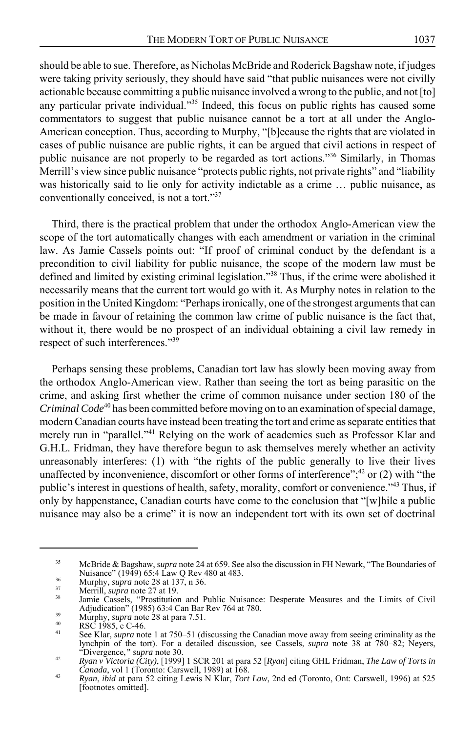should be able to sue. Therefore, as Nicholas McBride and Roderick Bagshaw note, if judges were taking privity seriously, they should have said "that public nuisances were not civilly actionable because committing a public nuisance involved a wrong to the public, and not [to] any particular private individual."[35] Indeed, this focus on public rights has caused some commentators to suggest that public nuisance cannot be a tort at all under the Anglo-American conception. Thus, according to Murphy, "[b]ecause the rights that are violated in cases of public nuisance are public rights, it can be argued that civil actions in respect of public nuisance are not properly to be regarded as tort actions."[36] Similarly, in Thomas Merrill's view since public nuisance "protects public rights, not private rights" and "liability was historically said to lie only for activity indictable as a crime … public nuisance, as conventionally conceived, is not a tort."[37]

Third, there is the practical problem that under the orthodox Anglo-American view the scope of the tort automatically changes with each amendment or variation in the criminal law. As Jamie Cassels points out: "If proof of criminal conduct by the defendant is a precondition to civil liability for public nuisance, the scope of the modern law must be defined and limited by existing criminal legislation."[38] Thus, if the crime were abolished it necessarily means that the current tort would go with it. As Murphy notes in relation to the position in the United Kingdom: "Perhaps ironically, one of the strongest arguments that can be made in favour of retaining the common law crime of public nuisance is the fact that, without it, there would be no prospect of an individual obtaining a civil law remedy in respect of such interferences."[39]

Perhaps sensing these problems, Canadian tort law has slowly been moving away from the orthodox Anglo-American view. Rather than seeing the tort as being parasitic on the crime, and asking first whether the crime of common nuisance under section 180 of the *Criminal Code*[40] has been committed before moving on to an examination of special damage, modern Canadian courts have instead been treating the tort and crime as separate entities that merely run in "parallel."[41] Relying on the work of academics such as Professor Klar and G.H.L. Fridman, they have therefore begun to ask themselves merely whether an activity unreasonably interferes: (1) with "the rights of the public generally to live their lives unaffected by inconvenience, discomfort or other forms of interference";[42] or (2) with "the public's interest in questions of health, safety, morality, comfort or convenience."[43] Thus, if only by happenstance, Canadian courts have come to the conclusion that "[w]hile a public nuisance may also be a crime" it is now an independent tort with its own set of doctrinal

---

[35] McBride & Bagshaw, *supra* note 24 at 659. See also the discussion in FH Newark, "The Boundaries of Nuisance" (1949) 65:4 Law Q Rev 480 at 483.

[36] Murphy, *supra* note 28 at 137, n 36.

[37] Merrill, *supra* note 27 at 19.

[38] Jamie Cassels, "Prostitution and Public Nuisance: Desperate Measures and the Limits of Civil Adjudication" (1985) 63:4 Can Bar Rev 764 at 780.

[39] Murphy, *supra* note 28 at para 7.51.

[40] RSC 1985, c C-46.

[41] See Klar, *supra* note 1 at 750–51 (discussing the Canadian move away from seeing criminality as the lynchpin of the tort). For a detailed discussion, see Cassels, *supra* note 38 at 780–82; Neyers, "Divergence,*" supra* note 30.

[42] *Ryan v Victoria (City)*, [1999] 1 SCR 201 at para 52 [*Ryan*] citing GHL Fridman, *The Law of Torts in Canada*, vol 1 (Toronto: Carswell, 1989) at 168.

[43] *Ryan*, *ibid* at para 52 citing Lewis N Klar, *Tort Law*, 2nd ed (Toronto, Ont: Carswell, 1996) at 525 [footnotes omitted].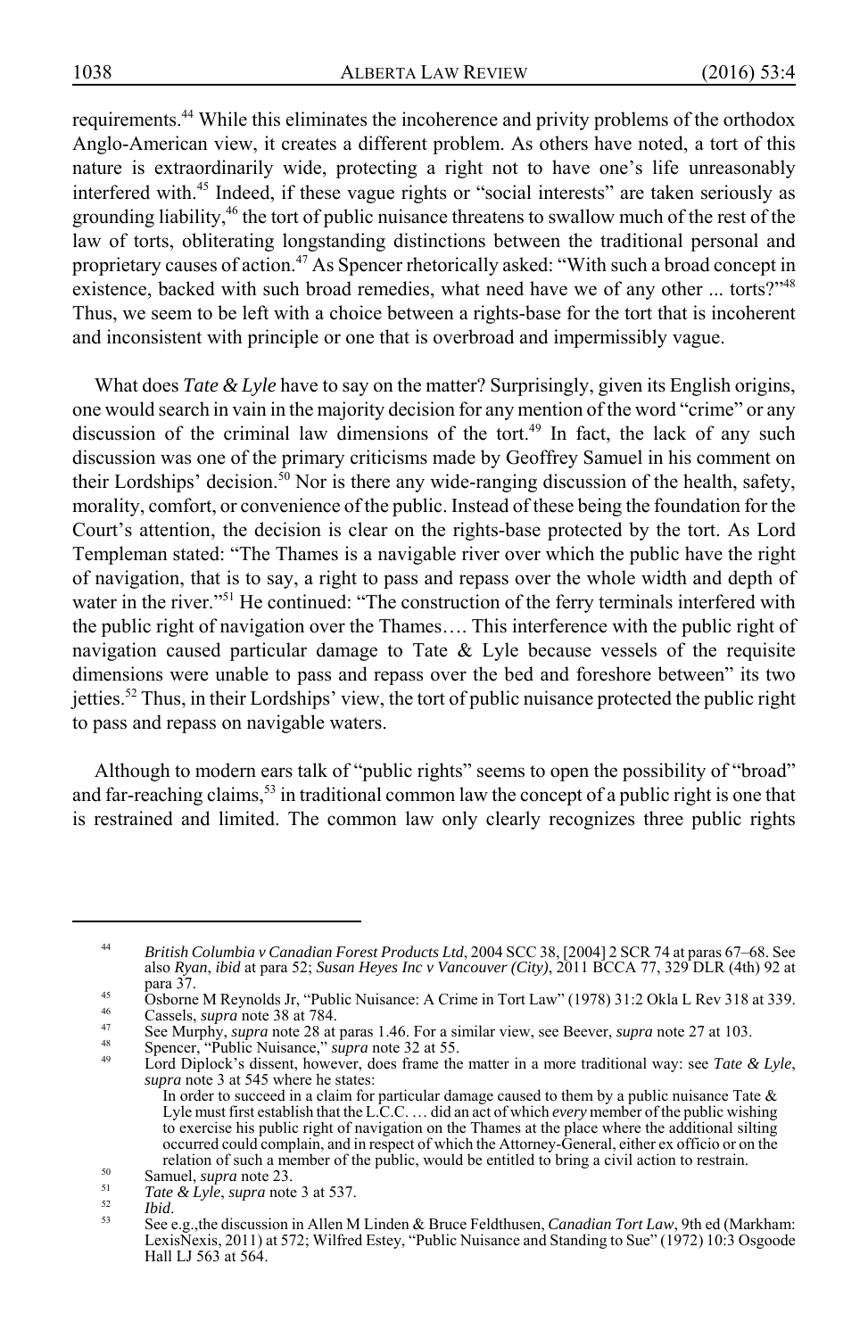requirements.[44] While this eliminates the incoherence and privity problems of the orthodox Anglo-American view, it creates a different problem. As others have noted, a tort of this nature is extraordinarily wide, protecting a right not to have one's life unreasonably interfered with.[45] Indeed, if these vague rights or "social interests" are taken seriously as grounding liability,[46] the tort of public nuisance threatens to swallow much of the rest of the law of torts, obliterating longstanding distinctions between the traditional personal and proprietary causes of action.[47] As Spencer rhetorically asked: "With such a broad concept in existence, backed with such broad remedies, what need have we of any other ... torts?"[48] Thus, we seem to be left with a choice between a rights-base for the tort that is incoherent and inconsistent with principle or one that is overbroad and impermissibly vague.

What does *Tate & Lyle* have to say on the matter? Surprisingly, given its English origins, one would search in vain in the majority decision for any mention of the word "crime" or any discussion of the criminal law dimensions of the tort.[49] In fact, the lack of any such discussion was one of the primary criticisms made by Geoffrey Samuel in his comment on their Lordships' decision.[50] Nor is there any wide-ranging discussion of the health, safety, morality, comfort, or convenience of the public. Instead of these being the foundation for the Court's attention, the decision is clear on the rights-base protected by the tort. As Lord Templeman stated: "The Thames is a navigable river over which the public have the right of navigation, that is to say, a right to pass and repass over the whole width and depth of water in the river."[51] He continued: "The construction of the ferry terminals interfered with the public right of navigation over the Thames…. This interference with the public right of navigation caused particular damage to Tate & Lyle because vessels of the requisite dimensions were unable to pass and repass over the bed and foreshore between" its two jetties.[52] Thus, in their Lordships' view, the tort of public nuisance protected the public right to pass and repass on navigable waters.

Although to modern ears talk of "public rights" seems to open the possibility of "broad" and far-reaching claims,[53] in traditional common law the concept of a public right is one that is restrained and limited. The common law only clearly recognizes three public rights

---

[44] *British Columbia v Canadian Forest Products Ltd*, 2004 SCC 38, [2004] 2 SCR 74 at paras 67–68. See also *Ryan*, *ibid* at para 52; *Susan Heyes Inc v Vancouver (City)*, 2011 BCCA 77, 329 DLR (4th) 92 at para 37.

[45] Osborne M Reynolds Jr, "Public Nuisance: A Crime in Tort Law" (1978) 31:2 Okla L Rev 318 at 339.

[46] Cassels, *supra* note 38 at 784.

[47] See Murphy, *supra* note 28 at paras 1.46. For a similar view, see Beever, *supra* note 27 at 103.

[48] Spencer, "Public Nuisance," *supra* note 32 at 55.

[49] Lord Diplock's dissent, however, does frame the matter in a more traditional way: see *Tate & Lyle*, *supra* note 3 at 545 where he states:

> In order to succeed in a claim for particular damage caused to them by a public nuisance Tate & Lyle must first establish that the L.C.C. … did an act of which *every* member of the public wishing to exercise his public right of navigation on the Thames at the place where the additional silting occurred could complain, and in respect of which the Attorney-General, either ex officio or on the relation of such a member of the public, would be entitled to bring a civil action to restrain.

[50] Samuel, *supra* note 23.

[51] *Tate & Lyle*, *supra* note 3 at 537.

[52] *Ibid*.

[53] See e.g.,the discussion in Allen M Linden & Bruce Feldthusen, *Canadian Tort Law*, 9th ed (Markham: LexisNexis, 2011) at 572; Wilfred Estey, "Public Nuisance and Standing to Sue" (1972) 10:3 Osgoode Hall LJ 563 at 564.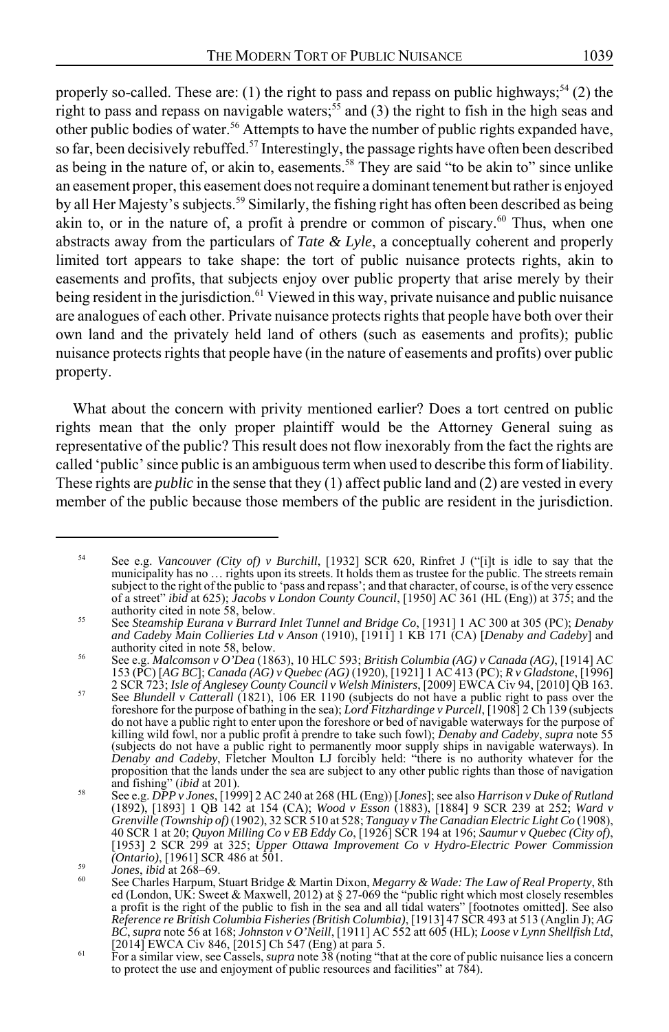properly so-called. These are: (1) the right to pass and repass on public highways;[54] (2) the right to pass and repass on navigable waters;[55] and (3) the right to fish in the high seas and other public bodies of water.[56] Attempts to have the number of public rights expanded have, so far, been decisively rebuffed.[57] Interestingly, the passage rights have often been described as being in the nature of, or akin to, easements.[58] They are said "to be akin to" since unlike an easement proper, this easement does not require a dominant tenement but rather is enjoyed by all Her Majesty's subjects.[59] Similarly, the fishing right has often been described as being akin to, or in the nature of, a profit à prendre or common of piscary.[60] Thus, when one abstracts away from the particulars of *Tate & Lyle*, a conceptually coherent and properly limited tort appears to take shape: the tort of public nuisance protects rights, akin to easements and profits, that subjects enjoy over public property that arise merely by their being resident in the jurisdiction.[61] Viewed in this way, private nuisance and public nuisance are analogues of each other. Private nuisance protects rights that people have both over their own land and the privately held land of others (such as easements and profits); public nuisance protects rights that people have (in the nature of easements and profits) over public property.

What about the concern with privity mentioned earlier? Does a tort centred on public rights mean that the only proper plaintiff would be the Attorney General suing as representative of the public? This result does not flow inexorably from the fact the rights are called 'public' since public is an ambiguous term when used to describe this form of liability. These rights are *public* in the sense that they (1) affect public land and (2) are vested in every member of the public because those members of the public are resident in the jurisdiction.

---

[54] See e.g. *Vancouver (City of) v Burchill*, [1932] SCR 620, Rinfret J ("[i]t is idle to say that the municipality has no … rights upon its streets. It holds them as trustee for the public. The streets remain subject to the right of the public to 'pass and repass'; and that character, of course, is of the very essence of a street" *ibid* at 625); *Jacobs v London County Council*, [1950] AC 361 (HL (Eng)) at 375; and the authority cited in note 58, below.

[55] See *Steamship Eurana v Burrard Inlet Tunnel and Bridge Co*, [1931] 1 AC 300 at 305 (PC); *Denaby and Cadeby Main Collieries Ltd v Anson* (1910), [1911] 1 KB 171 (CA) [*Denaby and Cadeby*] and authority cited in note 58, below.

[56] See e.g. *Malcomson v O'Dea* (1863), 10 HLC 593; *British Columbia (AG) v Canada (AG)*, [1914] AC 153 (PC) [*AG BC*]; *Canada (AG) v Quebec (AG)* (1920), [1921] 1 AC 413 (PC); *R v Gladstone*, [1996] 2 SCR 723; *Isle of Anglesey County Council v Welsh Ministers*, [2009] EWCA Civ 94, [2010] QB 163.

[57] See *Blundell v Catterall* (1821), 106 ER 1190 (subjects do not have a public right to pass over the foreshore for the purpose of bathing in the sea); *Lord Fitzhardinge v Purcell*, [1908] 2 Ch 139 (subjects do not have a public right to enter upon the foreshore or bed of navigable waterways for the purpose of killing wild fowl, nor a public profit à prendre to take such fowl); *Denaby and Cadeby*, *supra* note 55 (subjects do not have a public right to permanently moor supply ships in navigable waterways). In *Denaby and Cadeby*, Fletcher Moulton LJ forcibly held: "there is no authority whatever for the proposition that the lands under the sea are subject to any other public rights than those of navigation and fishing" (*ibid* at 201).

[58] See e.g. *DPP v Jones*, [1999] 2 AC 240 at 268 (HL (Eng)) [*Jones*]; see also *Harrison v Duke of Rutland* (1892), [1893] 1 QB 142 at 154 (CA); *Wood v Esson* (1883), [1884] 9 SCR 239 at 252; *Ward v Grenville (Township of)* (1902), 32 SCR 510 at 528; *Tanguay v The Canadian Electric Light Co* (1908), 40 SCR 1 at 20; *Quyon Milling Co v EB Eddy Co*, [1926] SCR 194 at 196; *Saumur v Quebec (City of)*, [1953] 2 SCR 299 at 325; *Upper Ottawa Improvement Co v Hydro-Electric Power Commission (Ontario)*, [1961] SCR 486 at 501.

[59] *Jones*, *ibid* at 268–69.

[60] See Charles Harpum, Stuart Bridge & Martin Dixon, *Megarry & Wade: The Law of Real Property*, 8th ed (London, UK: Sweet & Maxwell, 2012) at § 27-069 the "public right which most closely resembles a profit is the right of the public to fish in the sea and all tidal waters" [footnotes omitted]. See also *Reference re British Columbia Fisheries (British Columbia)*, [1913] 47 SCR 493 at 513 (Anglin J); *AG BC*, *supra* note 56 at 168; *Johnston v O'Neill*, [1911] AC 552 att 605 (HL); *Loose v Lynn Shellfish Ltd*, [2014] EWCA Civ 846, [2015] Ch 547 (Eng) at para 5.

[61] For a similar view, see Cassels, *supra* note 38 (noting "that at the core of public nuisance lies a concern to protect the use and enjoyment of public resources and facilities" at 784).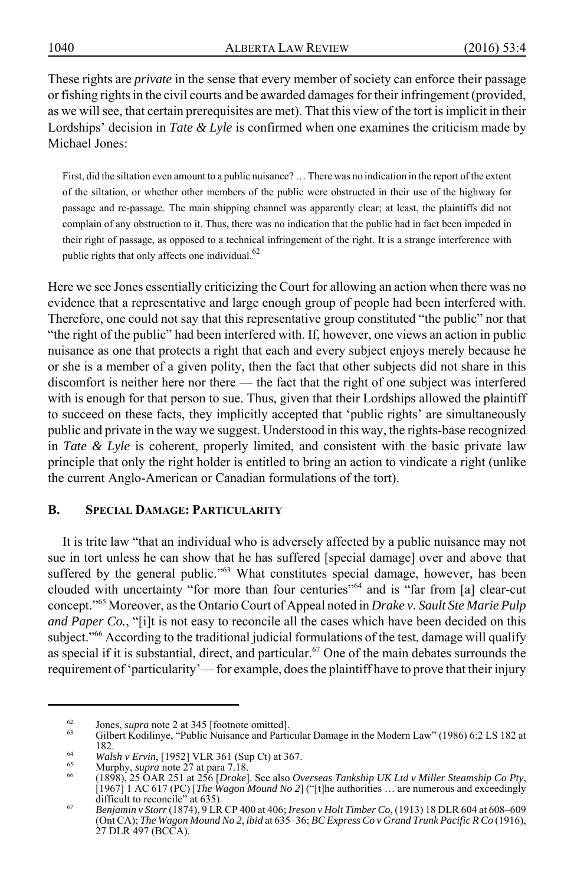These rights are *private* in the sense that every member of society can enforce their passage or fishing rights in the civil courts and be awarded damages for their infringement (provided, as we will see, that certain prerequisites are met). That this view of the tort is implicit in their Lordships' decision in *Tate & Lyle* is confirmed when one examines the criticism made by Michael Jones:

> First, did the siltation even amount to a public nuisance? … There was no indication in the report of the extent of the siltation, or whether other members of the public were obstructed in their use of the highway for passage and re-passage. The main shipping channel was apparently clear; at least, the plaintiffs did not complain of any obstruction to it. Thus, there was no indication that the public had in fact been impeded in their right of passage, as opposed to a technical infringement of the right. It is a strange interference with public rights that only affects one individual.[62]

Here we see Jones essentially criticizing the Court for allowing an action when there was no evidence that a representative and large enough group of people had been interfered with. Therefore, one could not say that this representative group constituted "the public" nor that "the right of the public" had been interfered with. If, however, one views an action in public nuisance as one that protects a right that each and every subject enjoys merely because he or she is a member of a given polity, then the fact that other subjects did not share in this discomfort is neither here nor there — the fact that the right of one subject was interfered with is enough for that person to sue. Thus, given that their Lordships allowed the plaintiff to succeed on these facts, they implicitly accepted that 'public rights' are simultaneously public and private in the way we suggest. Understood in this way, the rights-base recognized in *Tate & Lyle* is coherent, properly limited, and consistent with the basic private law principle that only the right holder is entitled to bring an action to vindicate a right (unlike the current Anglo-American or Canadian formulations of the tort).

### B. Special Damage: Particularity

It is trite law "that an individual who is adversely affected by a public nuisance may not sue in tort unless he can show that he has suffered [special damage] over and above that suffered by the general public."[63] What constitutes special damage, however, has been clouded with uncertainty "for more than four centuries"[64] and is "far from [a] clear-cut concept."[65] Moreover, as the Ontario Court of Appeal noted in *Drake v. Sault Ste Marie Pulp and Paper Co.*, "[i]t is not easy to reconcile all the cases which have been decided on this subject."[66] According to the traditional judicial formulations of the test, damage will qualify as special if it is substantial, direct, and particular.[67] One of the main debates surrounds the requirement of 'particularity'— for example, does the plaintiff have to prove that their injury

---

[62] Jones, *supra* note 2 at 345 [footnote omitted].

[63] Gilbert Kodilinye, "Public Nuisance and Particular Damage in the Modern Law" (1986) 6:2 LS 182 at 182.

[64] *Walsh v Ervin*, [1952] VLR 361 (Sup Ct) at 367.

[65] Murphy, *supra* note 27 at para 7.18.

[66] (1898), 25 OAR 251 at 256 [*Drake*]. See also *Overseas Tankship UK Ltd v Miller Steamship Co Pty*, [1967] 1 AC 617 (PC) [*The Wagon Mound No 2*] ("[t]he authorities … are numerous and exceedingly difficult to reconcile" at 635).

[67] *Benjamin v Storr* (1874), 9 LR CP 400 at 406; *Ireson v Holt Timber Co*, (1913) 18 DLR 604 at 608–609 (Ont CA); *The Wagon Mound No 2*, *ibid* at 635–36; *BC Express Co v Grand Trunk Pacific R Co* (1916), 27 DLR 497 (BCCA).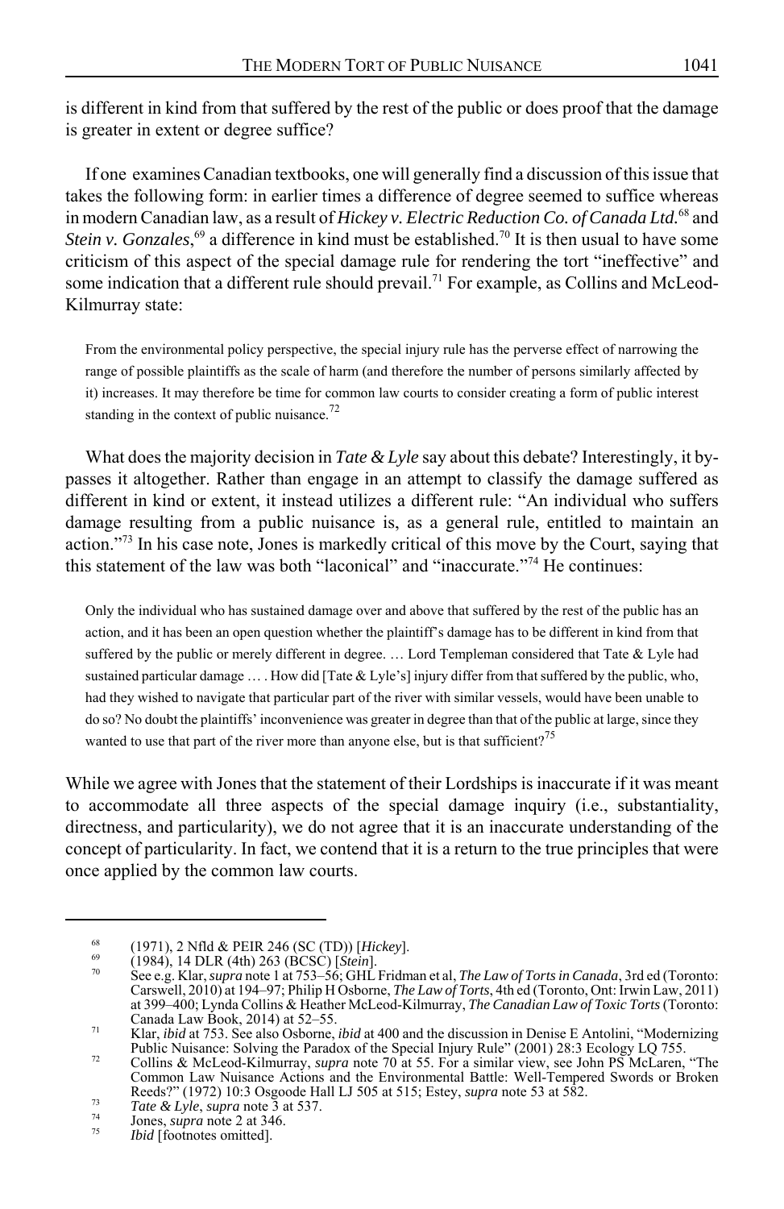is different in kind from that suffered by the rest of the public or does proof that the damage is greater in extent or degree suffice?

If one examines Canadian textbooks, one will generally find a discussion of this issue that takes the following form: in earlier times a difference of degree seemed to suffice whereas in modern Canadian law, as a result of *Hickey v. Electric Reduction Co. of Canada Ltd.*[68] and *Stein v. Gonzales*,[69] a difference in kind must be established.[70] It is then usual to have some criticism of this aspect of the special damage rule for rendering the tort "ineffective" and some indication that a different rule should prevail.[71] For example, as Collins and McLeod-Kilmurray state:

> From the environmental policy perspective, the special injury rule has the perverse effect of narrowing the range of possible plaintiffs as the scale of harm (and therefore the number of persons similarly affected by it) increases. It may therefore be time for common law courts to consider creating a form of public interest standing in the context of public nuisance.[72]

What does the majority decision in *Tate & Lyle* say about this debate? Interestingly, it by-passes it altogether. Rather than engage in an attempt to classify the damage suffered as different in kind or extent, it instead utilizes a different rule: "An individual who suffers damage resulting from a public nuisance is, as a general rule, entitled to maintain an action."[73] In his case note, Jones is markedly critical of this move by the Court, saying that this statement of the law was both "laconical" and "inaccurate."[74] He continues:

> Only the individual who has sustained damage over and above that suffered by the rest of the public has an action, and it has been an open question whether the plaintiff's damage has to be different in kind from that suffered by the public or merely different in degree. … Lord Templeman considered that Tate & Lyle had sustained particular damage … . How did [Tate & Lyle's] injury differ from that suffered by the public, who, had they wished to navigate that particular part of the river with similar vessels, would have been unable to do so? No doubt the plaintiffs' inconvenience was greater in degree than that of the public at large, since they wanted to use that part of the river more than anyone else, but is that sufficient?[75]

While we agree with Jones that the statement of their Lordships is inaccurate if it was meant to accommodate all three aspects of the special damage inquiry (i.e., substantiality, directness, and particularity), we do not agree that it is an inaccurate understanding of the concept of particularity. In fact, we contend that it is a return to the true principles that were once applied by the common law courts.

---

[68] (1971), 2 Nfld & PEIR 246 (SC (TD)) [*Hickey*].

[69] (1984), 14 DLR (4th) 263 (BCSC) [*Stein*].

[70] See e.g. Klar, *supra* note 1 at 753–56; GHL Fridman et al, *The Law of Torts in Canada*, 3rd ed (Toronto: Carswell, 2010) at 194–97; Philip H Osborne, *The Law of Torts*, 4th ed (Toronto, Ont: Irwin Law, 2011) at 399–400; Lynda Collins & Heather McLeod-Kilmurray, *The Canadian Law of Toxic Torts* (Toronto: Canada Law Book, 2014) at 52–55.

[71] Klar, *ibid* at 753. See also Osborne, *ibid* at 400 and the discussion in Denise E Antolini, "Modernizing Public Nuisance: Solving the Paradox of the Special Injury Rule" (2001) 28:3 Ecology LQ 755.

[72] Collins & McLeod-Kilmurray, *supra* note 70 at 55. For a similar view, see John PS McLaren, "The Common Law Nuisance Actions and the Environmental Battle: Well-Tempered Swords or Broken Reeds?" (1972) 10:3 Osgoode Hall LJ 505 at 515; Estey, *supra* note 53 at 582.

[73] *Tate & Lyle*, *supra* note 3 at 537.

[74] Jones, *supra* note 2 at 346.

[75] *Ibid* [footnotes omitted].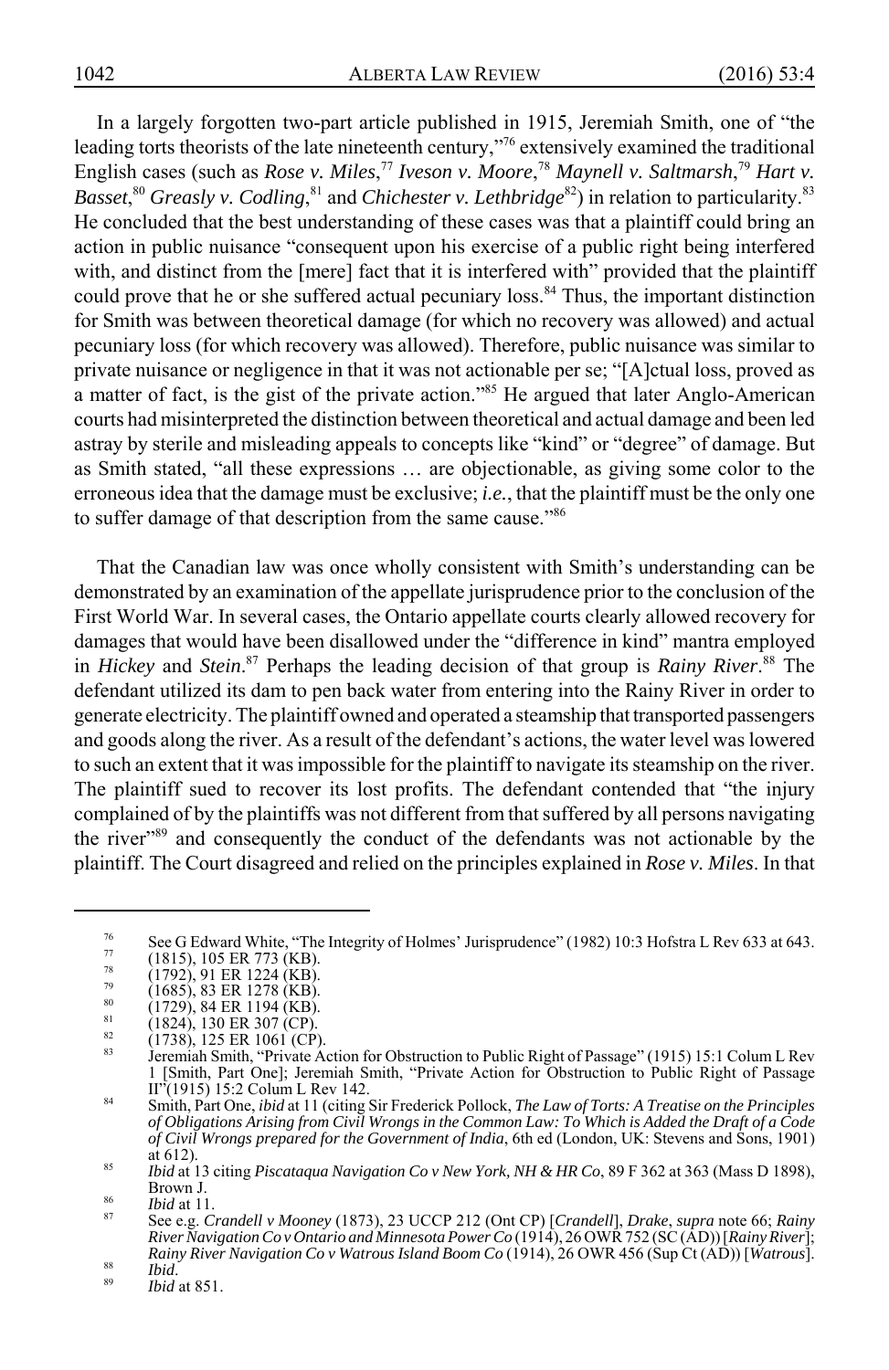In a largely forgotten two-part article published in 1915, Jeremiah Smith, one of "the leading torts theorists of the late nineteenth century,"[76] extensively examined the traditional English cases (such as *Rose v. Miles*,[77] *Iveson v. Moore*,[78] *Maynell v. Saltmarsh*,[79] *Hart v. Basset*,[80] *Greasly v. Codling*,[81] and *Chichester v. Lethbridge*[82]) in relation to particularity.[83] He concluded that the best understanding of these cases was that a plaintiff could bring an action in public nuisance "consequent upon his exercise of a public right being interfered with, and distinct from the [mere] fact that it is interfered with" provided that the plaintiff could prove that he or she suffered actual pecuniary loss.[84] Thus, the important distinction for Smith was between theoretical damage (for which no recovery was allowed) and actual pecuniary loss (for which recovery was allowed). Therefore, public nuisance was similar to private nuisance or negligence in that it was not actionable per se; "[A]ctual loss, proved as a matter of fact, is the gist of the private action."[85] He argued that later Anglo-American courts had misinterpreted the distinction between theoretical and actual damage and been led astray by sterile and misleading appeals to concepts like "kind" or "degree" of damage. But as Smith stated, "all these expressions … are objectionable, as giving some color to the erroneous idea that the damage must be exclusive; *i.e.*, that the plaintiff must be the only one to suffer damage of that description from the same cause."[86]

That the Canadian law was once wholly consistent with Smith's understanding can be demonstrated by an examination of the appellate jurisprudence prior to the conclusion of the First World War. In several cases, the Ontario appellate courts clearly allowed recovery for damages that would have been disallowed under the "difference in kind" mantra employed in *Hickey* and *Stein*.[87] Perhaps the leading decision of that group is *Rainy River*.[88] The defendant utilized its dam to pen back water from entering into the Rainy River in order to generate electricity. The plaintiff owned and operated a steamship that transported passengers and goods along the river. As a result of the defendant's actions, the water level was lowered to such an extent that it was impossible for the plaintiff to navigate its steamship on the river. The plaintiff sued to recover its lost profits. The defendant contended that "the injury complained of by the plaintiffs was not different from that suffered by all persons navigating the river"[89] and consequently the conduct of the defendants was not actionable by the plaintiff. The Court disagreed and relied on the principles explained in *Rose v. Miles*. In that

---

76 See G Edward White, "The Integrity of Holmes' Jurisprudence" (1982) 10:3 Hofstra L Rev 633 at 643.

77 (1815), 105 ER 773 (KB).

78 (1792), 91 ER 1224 (KB).

79 (1685), 83 ER 1278 (KB).

80 (1729), 84 ER 1194 (KB).

81 (1824), 130 ER 307 (CP).

82 (1738), 125 ER 1061 (CP).

83 Jeremiah Smith, "Private Action for Obstruction to Public Right of Passage" (1915) 15:1 Colum L Rev 1 [Smith, Part One]; Jeremiah Smith, "Private Action for Obstruction to Public Right of Passage II" (1915) 15:2 Colum L Rev 142.

84 Smith, Part One, *ibid* at 11 (citing Sir Frederick Pollock, *The Law of Torts: A Treatise on the Principles of Obligations Arising from Civil Wrongs in the Common Law: To Which is Added the Draft of a Code of Civil Wrongs prepared for the Government of India*, 6th ed (London, UK: Stevens and Sons, 1901) at 612).

85 *Ibid* at 13 citing *Piscataqua Navigation Co v New York, NH & HR Co*, 89 F 362 at 363 (Mass D 1898), Brown J.

86 *Ibid* at 11.

87 See e.g. *Crandell v Mooney* (1873), 23 UCCP 212 (Ont CP) [*Crandell*], *Drake*, *supra* note 66; *Rainy River Navigation Co v Ontario and Minnesota Power Co* (1914), 26 OWR 752 (SC (AD)) [*Rainy River*]; *Rainy River Navigation Co v Watrous Island Boom Co* (1914), 26 OWR 456 (Sup Ct (AD)) [*Watrous*].

88 *Ibid*.

89 *Ibid* at 851.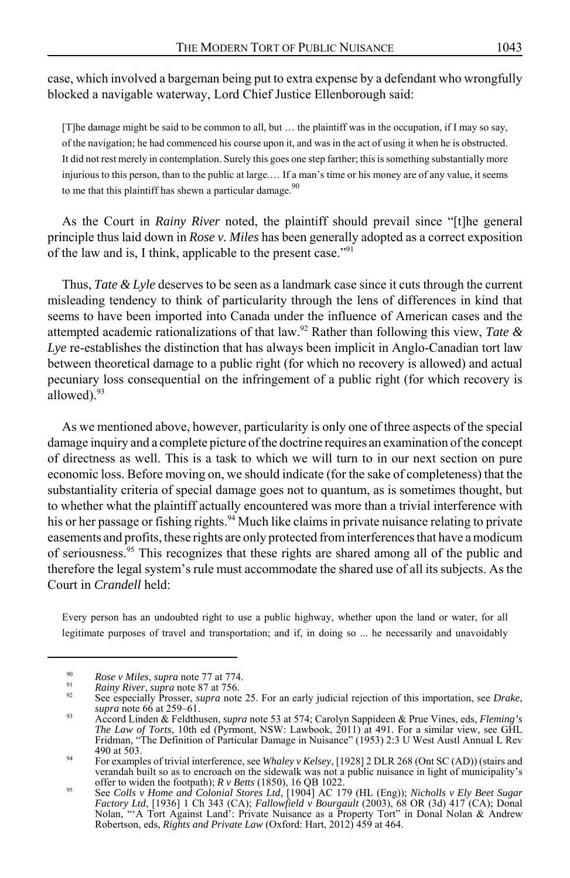case, which involved a bargeman being put to extra expense by a defendant who wrongfully blocked a navigable waterway, Lord Chief Justice Ellenborough said:

> [T]he damage might be said to be common to all, but … the plaintiff was in the occupation, if I may so say, of the navigation; he had commenced his course upon it, and was in the act of using it when he is obstructed. It did not rest merely in contemplation. Surely this goes one step farther; this is something substantially more injurious to this person, than to the public at large.… If a man's time or his money are of any value, it seems to me that this plaintiff has shewn a particular damage.[90]

As the Court in *Rainy River* noted, the plaintiff should prevail since "[t]he general principle thus laid down in *Rose v. Miles* has been generally adopted as a correct exposition of the law and is, I think, applicable to the present case."[91]

Thus, *Tate & Lyle* deserves to be seen as a landmark case since it cuts through the current misleading tendency to think of particularity through the lens of differences in kind that seems to have been imported into Canada under the influence of American cases and the attempted academic rationalizations of that law.[92] Rather than following this view, *Tate & Lye* re-establishes the distinction that has always been implicit in Anglo-Canadian tort law between theoretical damage to a public right (for which no recovery is allowed) and actual pecuniary loss consequential on the infringement of a public right (for which recovery is allowed).[93]

As we mentioned above, however, particularity is only one of three aspects of the special damage inquiry and a complete picture of the doctrine requires an examination of the concept of directness as well. This is a task to which we will turn to in our next section on pure economic loss. Before moving on, we should indicate (for the sake of completeness) that the substantiality criteria of special damage goes not to quantum, as is sometimes thought, but to whether what the plaintiff actually encountered was more than a trivial interference with his or her passage or fishing rights.[94] Much like claims in private nuisance relating to private easements and profits, these rights are only protected from interferences that have a modicum of seriousness.[95] This recognizes that these rights are shared among all of the public and therefore the legal system's rule must accommodate the shared use of all its subjects. As the Court in *Crandell* held:

> Every person has an undoubted right to use a public highway, whether upon the land or water, for all legitimate purposes of travel and transportation; and if, in doing so ... he necessarily and unavoidably

---

[90] *Rose v Miles*, *supra* note 77 at 774.

[91] *Rainy River*, *supra* note 87 at 756.

[92] See especially Prosser, *supra* note 25. For an early judicial rejection of this importation, see *Drake*, *supra* note 66 at 259–61.

[93] Accord Linden & Feldthusen, *supra* note 53 at 574; Carolyn Sappideen & Prue Vines, eds, *Fleming's The Law of Torts*, 10th ed (Pyrmont, NSW: Lawbook, 2011) at 491. For a similar view, see GHL Fridman, "The Definition of Particular Damage in Nuisance" (1953) 2:3 U West Austl Annual L Rev 490 at 503.

[94] For examples of trivial interference, see *Whaley v Kelsey*, [1928] 2 DLR 268 (Ont SC (AD)) (stairs and verandah built so as to encroach on the sidewalk was not a public nuisance in light of municipality's offer to widen the footpath); *R v Betts* (1850), 16 QB 1022.

[95] See *Colls v Home and Colonial Stores Ltd*, [1904] AC 179 (HL (Eng)); *Nicholls v Ely Beet Sugar Factory Ltd*, [1936] 1 Ch 343 (CA); *Fallowfield v Bourgault* (2003), 68 OR (3d) 417 (CA); Donal Nolan, "'A Tort Against Land': Private Nuisance as a Property Tort" in Donal Nolan & Andrew Robertson, eds, *Rights and Private Law* (Oxford: Hart, 2012) 459 at 464.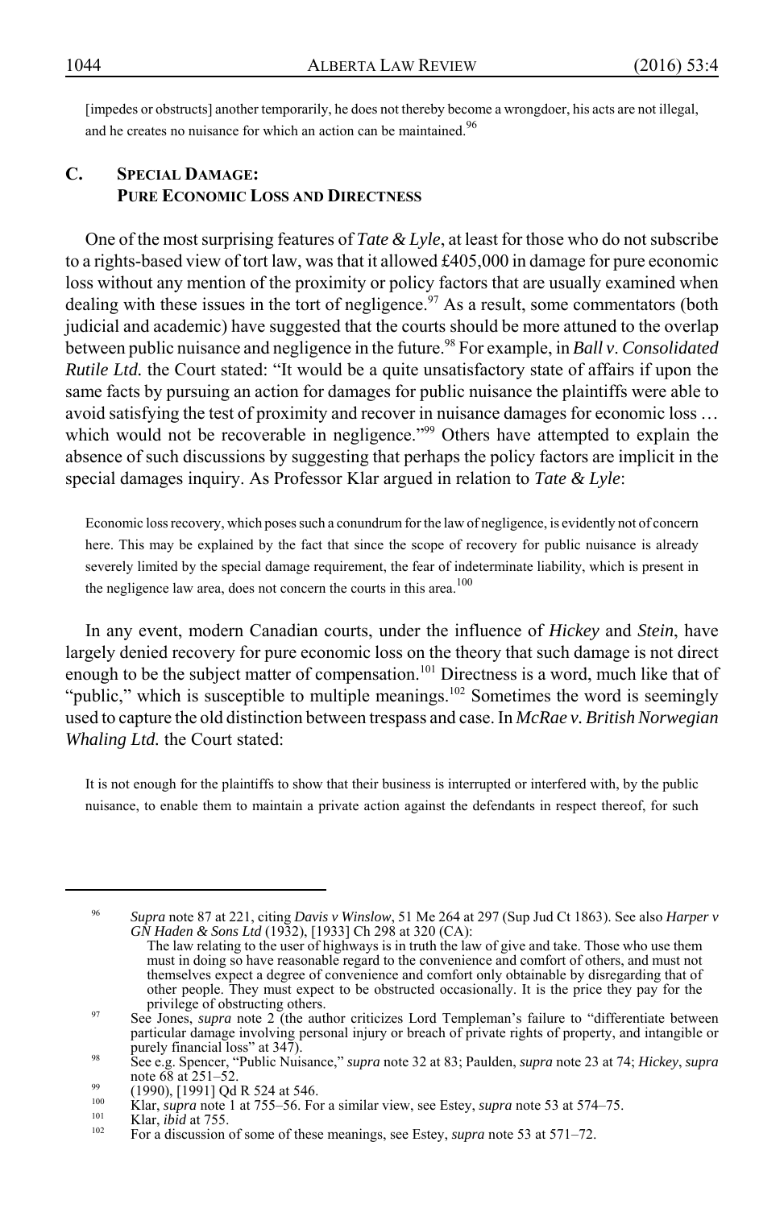[impedes or obstructs] another temporarily, he does not thereby become a wrongdoer, his acts are not illegal, and he creates no nuisance for which an action can be maintained.[96]

## C. Special Damage: Pure Economic Loss and Directness

One of the most surprising features of *Tate & Lyle*, at least for those who do not subscribe to a rights-based view of tort law, was that it allowed £405,000 in damage for pure economic loss without any mention of the proximity or policy factors that are usually examined when dealing with these issues in the tort of negligence.[97] As a result, some commentators (both judicial and academic) have suggested that the courts should be more attuned to the overlap between public nuisance and negligence in the future.[98] For example, in *Ball v. Consolidated Rutile Ltd.* the Court stated: "It would be a quite unsatisfactory state of affairs if upon the same facts by pursuing an action for damages for public nuisance the plaintiffs were able to avoid satisfying the test of proximity and recover in nuisance damages for economic loss … which would not be recoverable in negligence."[99] Others have attempted to explain the absence of such discussions by suggesting that perhaps the policy factors are implicit in the special damages inquiry. As Professor Klar argued in relation to *Tate & Lyle*:

> Economic loss recovery, which poses such a conundrum for the law of negligence, is evidently not of concern here. This may be explained by the fact that since the scope of recovery for public nuisance is already severely limited by the special damage requirement, the fear of indeterminate liability, which is present in the negligence law area, does not concern the courts in this area.[100]

In any event, modern Canadian courts, under the influence of *Hickey* and *Stein*, have largely denied recovery for pure economic loss on the theory that such damage is not direct enough to be the subject matter of compensation.[101] Directness is a word, much like that of "public," which is susceptible to multiple meanings.[102] Sometimes the word is seemingly used to capture the old distinction between trespass and case. In *McRae v. British Norwegian Whaling Ltd.* the Court stated:

> It is not enough for the plaintiffs to show that their business is interrupted or interfered with, by the public nuisance, to enable them to maintain a private action against the defendants in respect thereof, for such

---

[96] *Supra* note 87 at 221, citing *Davis v Winslow*, 51 Me 264 at 297 (Sup Jud Ct 1863). See also *Harper v GN Haden & Sons Ltd* (1932), [1933] Ch 298 at 320 (CA):

> The law relating to the user of highways is in truth the law of give and take. Those who use them must in doing so have reasonable regard to the convenience and comfort of others, and must not themselves expect a degree of convenience and comfort only obtainable by disregarding that of other people. They must expect to be obstructed occasionally. It is the price they pay for the privilege of obstructing others.

[97] See Jones, *supra* note 2 (the author criticizes Lord Templeman's failure to "differentiate between particular damage involving personal injury or breach of private rights of property, and intangible or purely financial loss" at 347).

[98] See e.g. Spencer, "Public Nuisance," *supra* note 32 at 83; Paulden, *supra* note 23 at 74; *Hickey*, *supra* note 68 at 251–52.

[99] (1990), [1991] Qd R 524 at 546.

[100] Klar, *supra* note 1 at 755–56. For a similar view, see Estey, *supra* note 53 at 574–75.

[101] Klar, *ibid* at 755.

[102] For a discussion of some of these meanings, see Estey, *supra* note 53 at 571–72.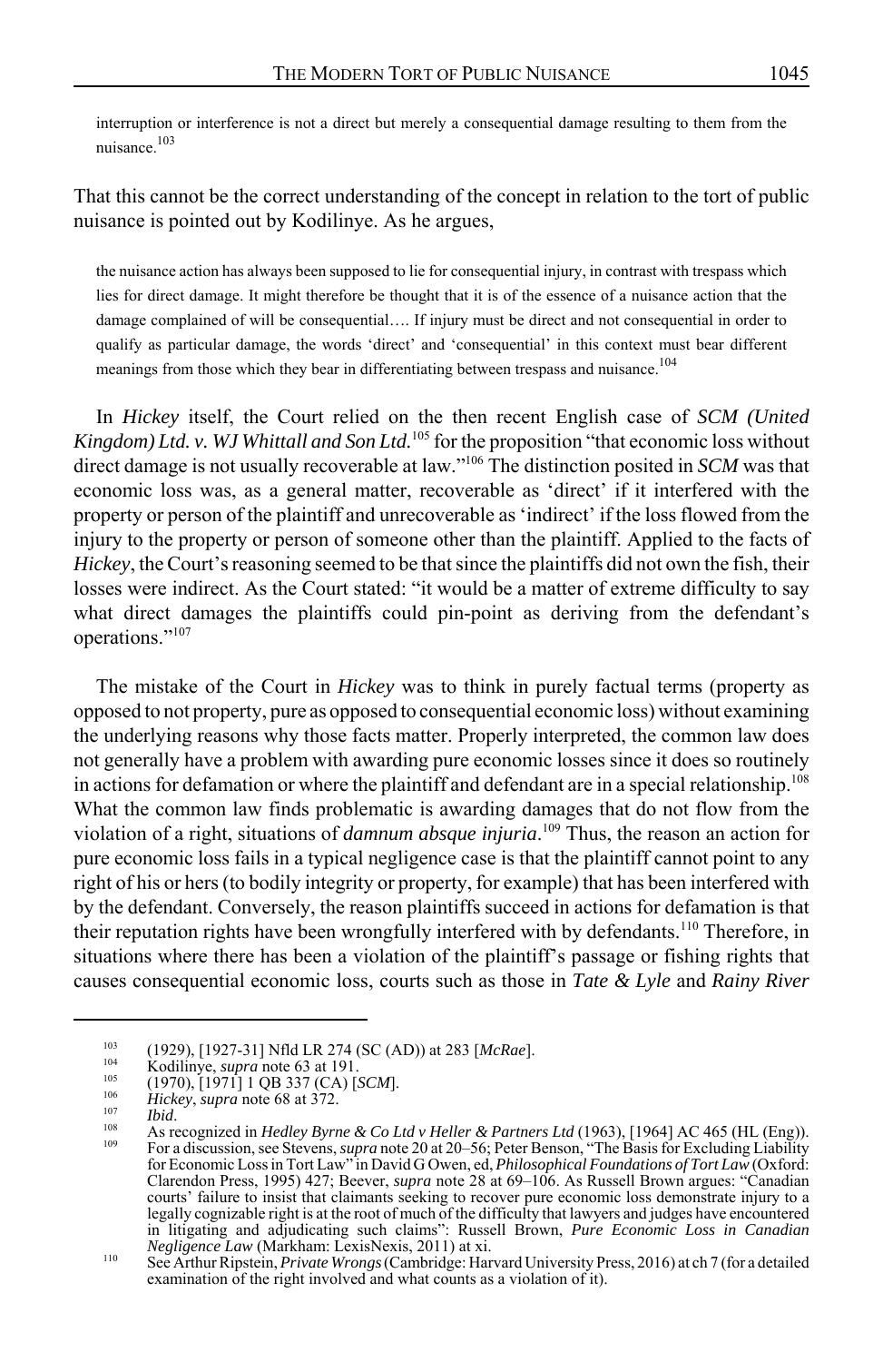> interruption or interference is not a direct but merely a consequential damage resulting to them from the nuisance.[103]

That this cannot be the correct understanding of the concept in relation to the tort of public nuisance is pointed out by Kodilinye. As he argues,

> the nuisance action has always been supposed to lie for consequential injury, in contrast with trespass which lies for direct damage. It might therefore be thought that it is of the essence of a nuisance action that the damage complained of will be consequential…. If injury must be direct and not consequential in order to qualify as particular damage, the words 'direct' and 'consequential' in this context must bear different meanings from those which they bear in differentiating between trespass and nuisance.[104]

In *Hickey* itself, the Court relied on the then recent English case of *SCM (United Kingdom) Ltd. v. WJ Whittall and Son Ltd.*[105] for the proposition "that economic loss without direct damage is not usually recoverable at law."[106] The distinction posited in *SCM* was that economic loss was, as a general matter, recoverable as 'direct' if it interfered with the property or person of the plaintiff and unrecoverable as 'indirect' if the loss flowed from the injury to the property or person of someone other than the plaintiff. Applied to the facts of *Hickey*, the Court's reasoning seemed to be that since the plaintiffs did not own the fish, their losses were indirect. As the Court stated: "it would be a matter of extreme difficulty to say what direct damages the plaintiffs could pin-point as deriving from the defendant's operations."[107]

The mistake of the Court in *Hickey* was to think in purely factual terms (property as opposed to not property, pure as opposed to consequential economic loss) without examining the underlying reasons why those facts matter. Properly interpreted, the common law does not generally have a problem with awarding pure economic losses since it does so routinely in actions for defamation or where the plaintiff and defendant are in a special relationship.[108] What the common law finds problematic is awarding damages that do not flow from the violation of a right, situations of *damnum absque injuria*.[109] Thus, the reason an action for pure economic loss fails in a typical negligence case is that the plaintiff cannot point to any right of his or hers (to bodily integrity or property, for example) that has been interfered with by the defendant. Conversely, the reason plaintiffs succeed in actions for defamation is that their reputation rights have been wrongfully interfered with by defendants.[110] Therefore, in situations where there has been a violation of the plaintiff's passage or fishing rights that causes consequential economic loss, courts such as those in *Tate & Lyle* and *Rainy River*

---

[103] (1929), [1927-31] Nfld LR 274 (SC (AD)) at 283 [*McRae*].

[104] Kodilinye, *supra* note 63 at 191.

[105] (1970), [1971] 1 QB 337 (CA) [*SCM*].

[106] *Hickey*, *supra* note 68 at 372.

[107] *Ibid*.

[108] As recognized in *Hedley Byrne & Co Ltd v Heller & Partners Ltd* (1963), [1964] AC 465 (HL (Eng)).

[109] For a discussion, see Stevens, *supra* note 20 at 20–56; Peter Benson, "The Basis for Excluding Liability for Economic Loss in Tort Law" in David G Owen, ed, *Philosophical Foundations of Tort Law* (Oxford: Clarendon Press, 1995) 427; Beever, *supra* note 28 at 69–106. As Russell Brown argues: "Canadian courts' failure to insist that claimants seeking to recover pure economic loss demonstrate injury to a legally cognizable right is at the root of much of the difficulty that lawyers and judges have encountered in litigating and adjudicating such claims": Russell Brown, *Pure Economic Loss in Canadian Negligence Law* (Markham: LexisNexis, 2011) at xi.

[110] See Arthur Ripstein, *Private Wrongs* (Cambridge: Harvard University Press, 2016) at ch 7 (for a detailed examination of the right involved and what counts as a violation of it).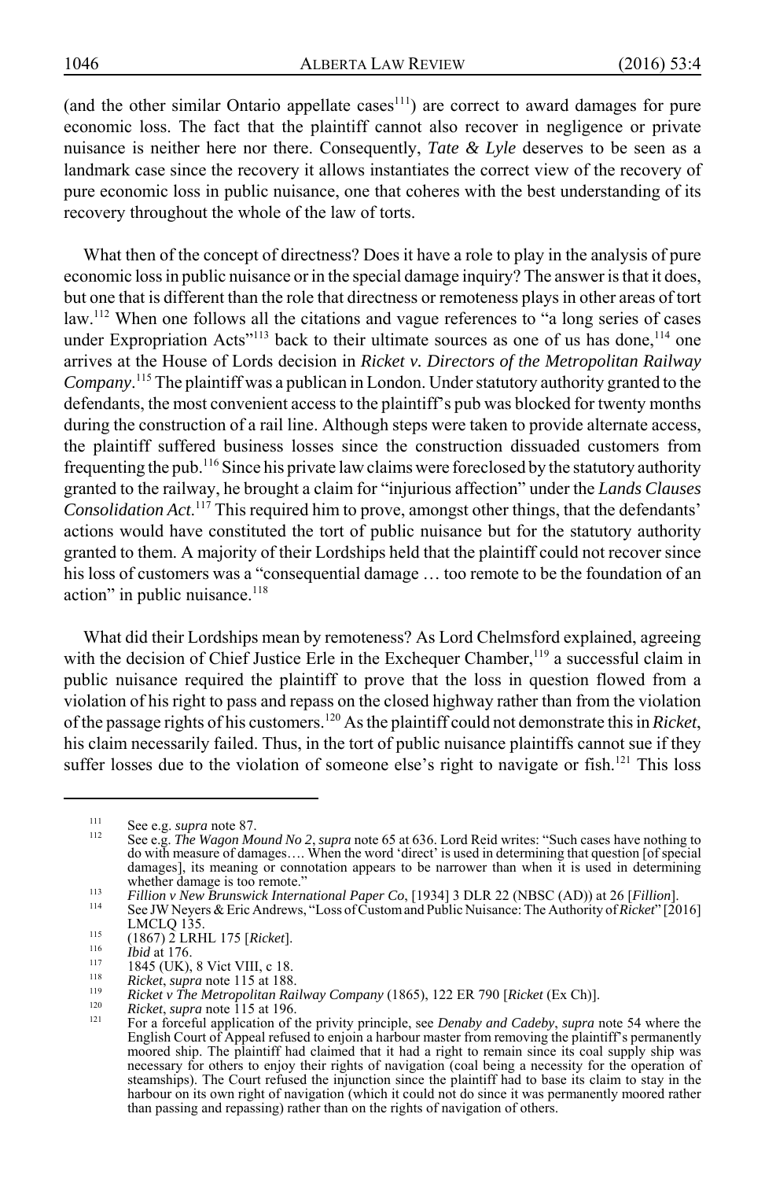(and the other similar Ontario appellate cases[111]) are correct to award damages for pure economic loss. The fact that the plaintiff cannot also recover in negligence or private nuisance is neither here nor there. Consequently, *Tate & Lyle* deserves to be seen as a landmark case since the recovery it allows instantiates the correct view of the recovery of pure economic loss in public nuisance, one that coheres with the best understanding of its recovery throughout the whole of the law of torts.

What then of the concept of directness? Does it have a role to play in the analysis of pure economic loss in public nuisance or in the special damage inquiry? The answer is that it does, but one that is different than the role that directness or remoteness plays in other areas of tort law.[112] When one follows all the citations and vague references to "a long series of cases under Expropriation Acts"[113] back to their ultimate sources as one of us has done,[114] one arrives at the House of Lords decision in *Ricket v. Directors of the Metropolitan Railway Company*.[115] The plaintiff was a publican in London. Under statutory authority granted to the defendants, the most convenient access to the plaintiff's pub was blocked for twenty months during the construction of a rail line. Although steps were taken to provide alternate access, the plaintiff suffered business losses since the construction dissuaded customers from frequenting the pub.[116] Since his private law claims were foreclosed by the statutory authority granted to the railway, he brought a claim for "injurious affection" under the *Lands Clauses Consolidation Act*.[117] This required him to prove, amongst other things, that the defendants' actions would have constituted the tort of public nuisance but for the statutory authority granted to them. A majority of their Lordships held that the plaintiff could not recover since his loss of customers was a "consequential damage … too remote to be the foundation of an action" in public nuisance.[118]

What did their Lordships mean by remoteness? As Lord Chelmsford explained, agreeing with the decision of Chief Justice Erle in the Exchequer Chamber,[119] a successful claim in public nuisance required the plaintiff to prove that the loss in question flowed from a violation of his right to pass and repass on the closed highway rather than from the violation of the passage rights of his customers.[120] As the plaintiff could not demonstrate this in *Ricket*, his claim necessarily failed. Thus, in the tort of public nuisance plaintiffs cannot sue if they suffer losses due to the violation of someone else's right to navigate or fish.[121] This loss

---

[111] See e.g. *supra* note 87.

[112] See e.g. *The Wagon Mound No 2*, *supra* note 65 at 636. Lord Reid writes: "Such cases have nothing to do with measure of damages…. When the word 'direct' is used in determining that question [of special damages], its meaning or connotation appears to be narrower than when it is used in determining whether damage is too remote."

[113] *Fillion v New Brunswick International Paper Co*, [1934] 3 DLR 22 (NBSC (AD)) at 26 [*Fillion*].

[114] See JW Neyers & Eric Andrews, "Loss of Custom and Public Nuisance: The Authority of *Ricket*" [2016] LMCLQ 135.

[115] (1867) 2 LRHL 175 [*Ricket*].

[116] *Ibid* at 176.

[117] 1845 (UK), 8 Vict VIII, c 18.

[118] *Ricket*, *supra* note 115 at 188.

[119] *Ricket v The Metropolitan Railway Company* (1865), 122 ER 790 [*Ricket* (Ex Ch)].

[120] *Ricket*, *supra* note 115 at 196.

[121] For a forceful application of the privity principle, see *Denaby and Cadeby*, *supra* note 54 where the English Court of Appeal refused to enjoin a harbour master from removing the plaintiff's permanently moored ship. The plaintiff had claimed that it had a right to remain since its coal supply ship was necessary for others to enjoy their rights of navigation (coal being a necessity for the operation of steamships). The Court refused the injunction since the plaintiff had to base its claim to stay in the harbour on its own right of navigation (which it could not do since it was permanently moored rather than passing and repassing) rather than on the rights of navigation of others.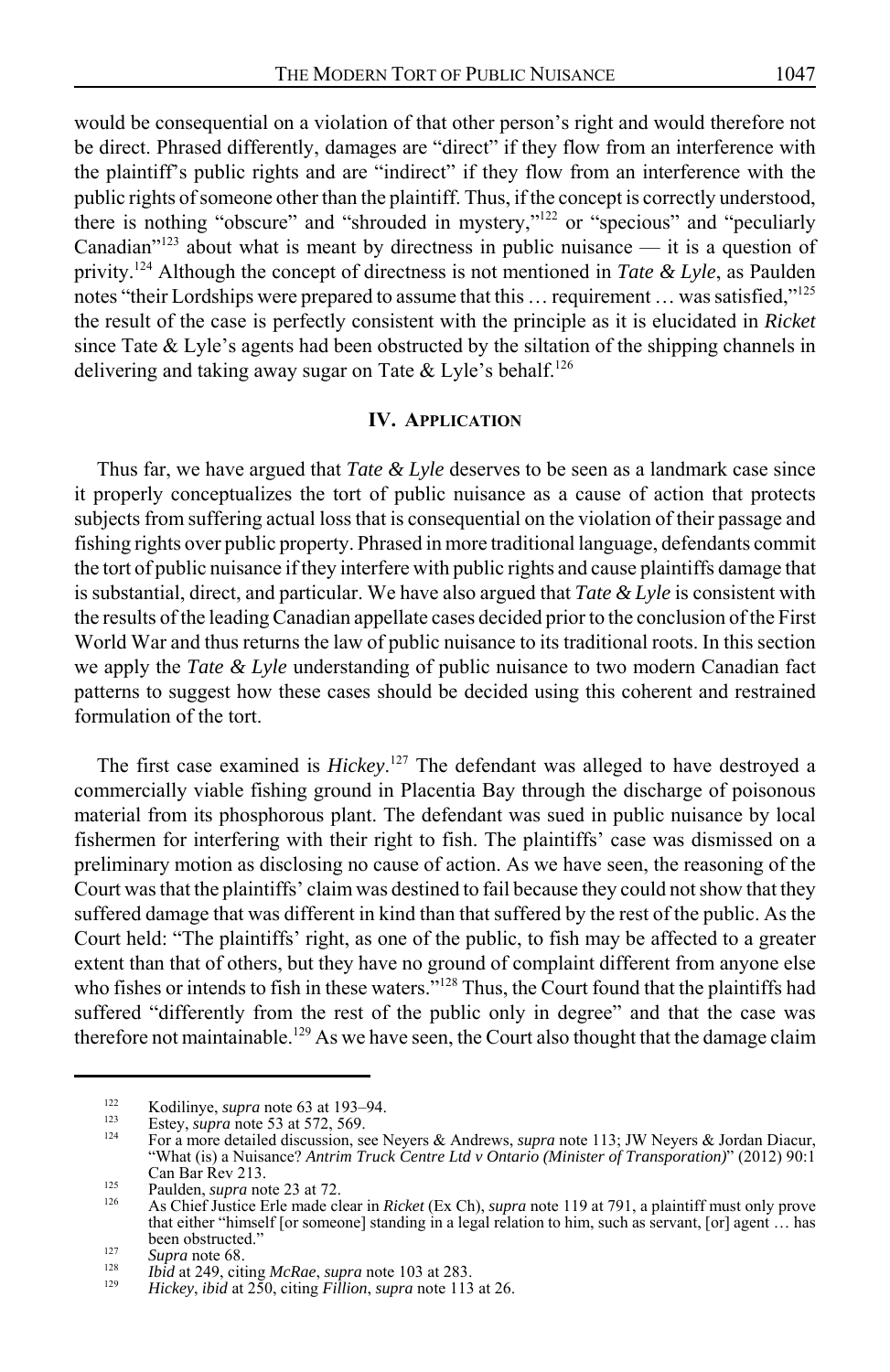would be consequential on a violation of that other person's right and would therefore not be direct. Phrased differently, damages are "direct" if they flow from an interference with the plaintiff's public rights and are "indirect" if they flow from an interference with the public rights of someone other than the plaintiff. Thus, if the concept is correctly understood, there is nothing "obscure" and "shrouded in mystery,"[122] or "specious" and "peculiarly Canadian"[123] about what is meant by directness in public nuisance — it is a question of privity.[124] Although the concept of directness is not mentioned in *Tate & Lyle*, as Paulden notes "their Lordships were prepared to assume that this … requirement … was satisfied,"[125] the result of the case is perfectly consistent with the principle as it is elucidated in *Ricket* since Tate & Lyle's agents had been obstructed by the siltation of the shipping channels in delivering and taking away sugar on Tate & Lyle's behalf.[126]

## IV. Application

Thus far, we have argued that *Tate & Lyle* deserves to be seen as a landmark case since it properly conceptualizes the tort of public nuisance as a cause of action that protects subjects from suffering actual loss that is consequential on the violation of their passage and fishing rights over public property. Phrased in more traditional language, defendants commit the tort of public nuisance if they interfere with public rights and cause plaintiffs damage that is substantial, direct, and particular. We have also argued that *Tate & Lyle* is consistent with the results of the leading Canadian appellate cases decided prior to the conclusion of the First World War and thus returns the law of public nuisance to its traditional roots. In this section we apply the *Tate & Lyle* understanding of public nuisance to two modern Canadian fact patterns to suggest how these cases should be decided using this coherent and restrained formulation of the tort.

The first case examined is *Hickey*.[127] The defendant was alleged to have destroyed a commercially viable fishing ground in Placentia Bay through the discharge of poisonous material from its phosphorous plant. The defendant was sued in public nuisance by local fishermen for interfering with their right to fish. The plaintiffs' case was dismissed on a preliminary motion as disclosing no cause of action. As we have seen, the reasoning of the Court was that the plaintiffs' claim was destined to fail because they could not show that they suffered damage that was different in kind than that suffered by the rest of the public. As the Court held: "The plaintiffs' right, as one of the public, to fish may be affected to a greater extent than that of others, but they have no ground of complaint different from anyone else who fishes or intends to fish in these waters."[128] Thus, the Court found that the plaintiffs had suffered "differently from the rest of the public only in degree" and that the case was therefore not maintainable.[129] As we have seen, the Court also thought that the damage claim

---

[122] Kodilinye, *supra* note 63 at 193–94.

[123] Estey, *supra* note 53 at 572, 569.

[124] For a more detailed discussion, see Neyers & Andrews, *supra* note 113; JW Neyers & Jordan Diacur, "What (is) a Nuisance? *Antrim Truck Centre Ltd v Ontario (Minister of Transporation)*" (2012) 90:1 Can Bar Rev 213.

[125] Paulden, *supra* note 23 at 72.

[126] As Chief Justice Erle made clear in *Ricket* (Ex Ch), *supra* note 119 at 791, a plaintiff must only prove that either "himself [or someone] standing in a legal relation to him, such as servant, [or] agent … has been obstructed."

[127] *Supra* note 68.

[128] *Ibid* at 249, citing *McRae*, *supra* note 103 at 283.

[129] *Hickey*, *ibid* at 250, citing *Fillion*, *supra* note 113 at 26.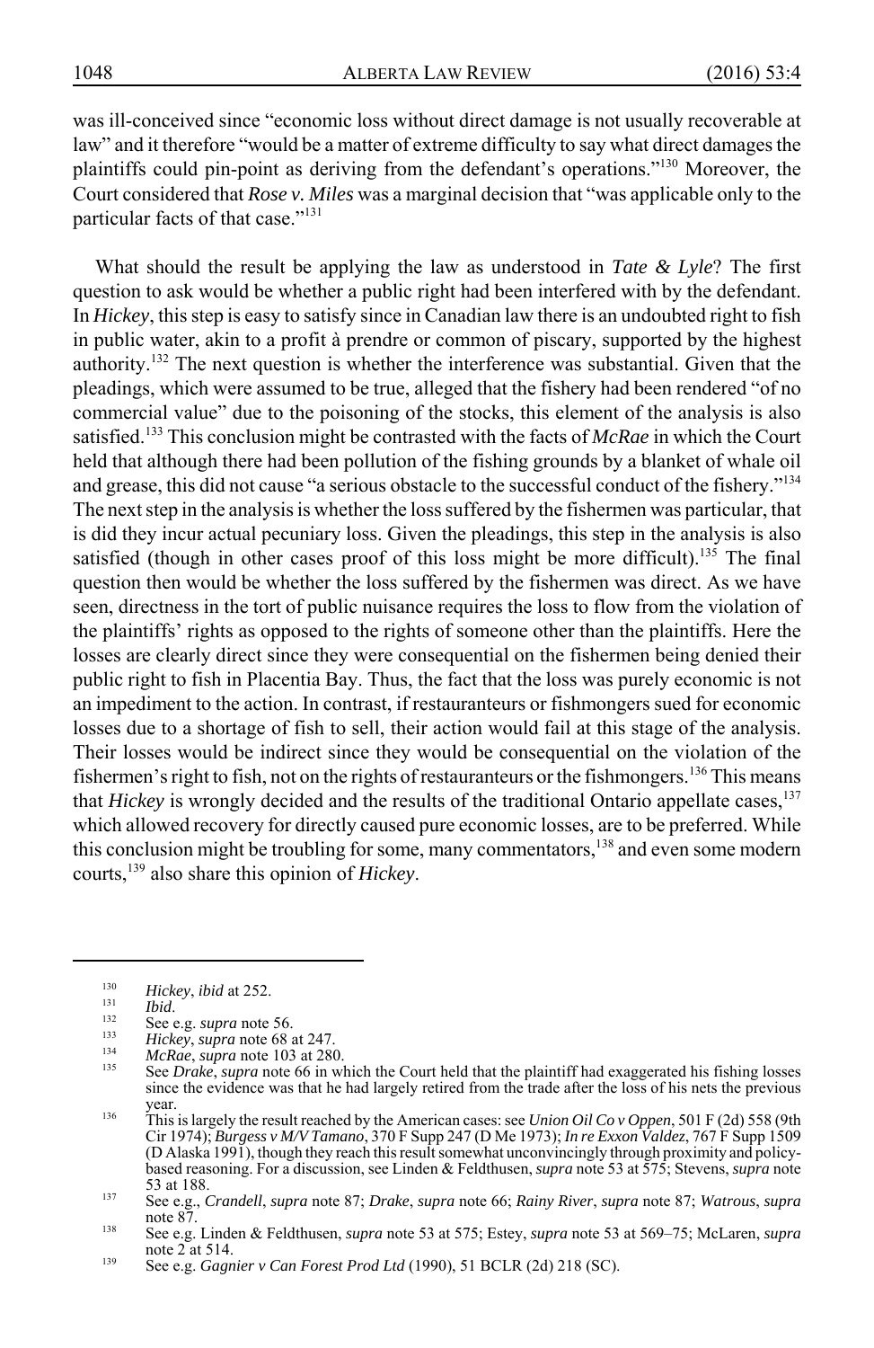was ill-conceived since "economic loss without direct damage is not usually recoverable at law" and it therefore "would be a matter of extreme difficulty to say what direct damages the plaintiffs could pin-point as deriving from the defendant's operations."[130] Moreover, the Court considered that *Rose v. Miles* was a marginal decision that "was applicable only to the particular facts of that case."[131]

What should the result be applying the law as understood in *Tate & Lyle*? The first question to ask would be whether a public right had been interfered with by the defendant. In *Hickey*, this step is easy to satisfy since in Canadian law there is an undoubted right to fish in public water, akin to a profit à prendre or common of piscary, supported by the highest authority.[132] The next question is whether the interference was substantial. Given that the pleadings, which were assumed to be true, alleged that the fishery had been rendered "of no commercial value" due to the poisoning of the stocks, this element of the analysis is also satisfied.[133] This conclusion might be contrasted with the facts of *McRae* in which the Court held that although there had been pollution of the fishing grounds by a blanket of whale oil and grease, this did not cause "a serious obstacle to the successful conduct of the fishery."[134] The next step in the analysis is whether the loss suffered by the fishermen was particular, that is did they incur actual pecuniary loss. Given the pleadings, this step in the analysis is also satisfied (though in other cases proof of this loss might be more difficult).[135] The final question then would be whether the loss suffered by the fishermen was direct. As we have seen, directness in the tort of public nuisance requires the loss to flow from the violation of the plaintiffs' rights as opposed to the rights of someone other than the plaintiffs. Here the losses are clearly direct since they were consequential on the fishermen being denied their public right to fish in Placentia Bay. Thus, the fact that the loss was purely economic is not an impediment to the action. In contrast, if restauranteurs or fishmongers sued for economic losses due to a shortage of fish to sell, their action would fail at this stage of the analysis. Their losses would be indirect since they would be consequential on the violation of the fishermen's right to fish, not on the rights of restauranteurs or the fishmongers.[136] This means that *Hickey* is wrongly decided and the results of the traditional Ontario appellate cases,[137] which allowed recovery for directly caused pure economic losses, are to be preferred. While this conclusion might be troubling for some, many commentators,[138] and even some modern courts,[139] also share this opinion of *Hickey*.

---

[130] *Hickey*, *ibid* at 252.

[131] *Ibid*.

[132] See e.g. *supra* note 56.

[133] *Hickey*, *supra* note 68 at 247.

[134] *McRae*, *supra* note 103 at 280.

[135] See *Drake*, *supra* note 66 in which the Court held that the plaintiff had exaggerated his fishing losses since the evidence was that he had largely retired from the trade after the loss of his nets the previous year.

[136] This is largely the result reached by the American cases: see *Union Oil Co v Oppen*, 501 F (2d) 558 (9th Cir 1974); *Burgess v M/V Tamano*, 370 F Supp 247 (D Me 1973); *In re Exxon Valdez*, 767 F Supp 1509 (D Alaska 1991), though they reach this result somewhat unconvincingly through proximity and policy-based reasoning. For a discussion, see Linden & Feldthusen, *supra* note 53 at 575; Stevens, *supra* note 53 at 188.

[137] See e.g., *Crandell*, *supra* note 87; *Drake*, *supra* note 66; *Rainy River*, *supra* note 87; *Watrous*, *supra* note 87.

[138] See e.g. Linden & Feldthusen, *supra* note 53 at 575; Estey, *supra* note 53 at 569–75; McLaren, *supra* note 2 at 514.

[139] See e.g. *Gagnier v Can Forest Prod Ltd* (1990), 51 BCLR (2d) 218 (SC).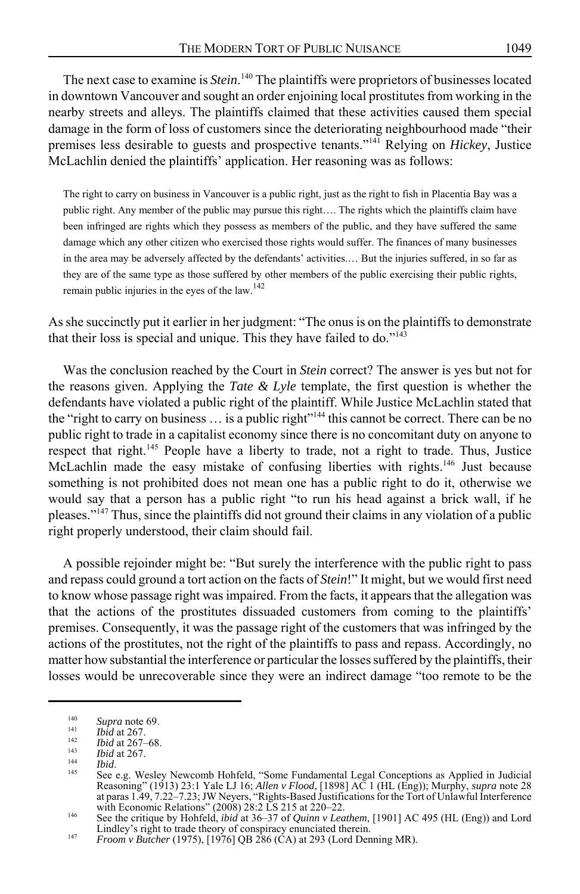The next case to examine is *Stein*.[140] The plaintiffs were proprietors of businesses located in downtown Vancouver and sought an order enjoining local prostitutes from working in the nearby streets and alleys. The plaintiffs claimed that these activities caused them special damage in the form of loss of customers since the deteriorating neighbourhood made "their premises less desirable to guests and prospective tenants."[141] Relying on *Hickey*, Justice McLachlin denied the plaintiffs' application. Her reasoning was as follows:

> The right to carry on business in Vancouver is a public right, just as the right to fish in Placentia Bay was a public right. Any member of the public may pursue this right…. The rights which the plaintiffs claim have been infringed are rights which they possess as members of the public, and they have suffered the same damage which any other citizen who exercised those rights would suffer. The finances of many businesses in the area may be adversely affected by the defendants' activities.… But the injuries suffered, in so far as they are of the same type as those suffered by other members of the public exercising their public rights, remain public injuries in the eyes of the law.[142]

As she succinctly put it earlier in her judgment: "The onus is on the plaintiffs to demonstrate that their loss is special and unique. This they have failed to do."[143]

Was the conclusion reached by the Court in *Stein* correct? The answer is yes but not for the reasons given. Applying the *Tate & Lyle* template, the first question is whether the defendants have violated a public right of the plaintiff. While Justice McLachlin stated that the "right to carry on business … is a public right"[144] this cannot be correct. There can be no public right to trade in a capitalist economy since there is no concomitant duty on anyone to respect that right.[145] People have a liberty to trade, not a right to trade. Thus, Justice McLachlin made the easy mistake of confusing liberties with rights.[146] Just because something is not prohibited does not mean one has a public right to do it, otherwise we would say that a person has a public right "to run his head against a brick wall, if he pleases."[147] Thus, since the plaintiffs did not ground their claims in any violation of a public right properly understood, their claim should fail.

A possible rejoinder might be: "But surely the interference with the public right to pass and repass could ground a tort action on the facts of *Stein*!" It might, but we would first need to know whose passage right was impaired. From the facts, it appears that the allegation was that the actions of the prostitutes dissuaded customers from coming to the plaintiffs' premises. Consequently, it was the passage right of the customers that was infringed by the actions of the prostitutes, not the right of the plaintiffs to pass and repass. Accordingly, no matter how substantial the interference or particular the losses suffered by the plaintiffs, their losses would be unrecoverable since they were an indirect damage "too remote to be the

---

140 *Supra* note 69.

141 *Ibid* at 267.

142 *Ibid* at 267–68.

143 *Ibid* at 267.

144 *Ibid*.

145 See e.g. Wesley Newcomb Hohfeld, "Some Fundamental Legal Conceptions as Applied in Judicial Reasoning" (1913) 23:1 Yale LJ 16; *Allen v Flood*, [1898] AC 1 (HL (Eng)); Murphy, *supra* note 28 at paras 1.49, 7.22–7.23; JW Neyers, "Rights-Based Justifications for the Tort of Unlawful Interference with Economic Relations" (2008) 28:2 LS 215 at 220–22.

146 See the critique by Hohfeld, *ibid* at 36–37 of *Quinn v Leathem*, [1901] AC 495 (HL (Eng)) and Lord Lindley's right to trade theory of conspiracy enunciated therein.

147 *Froom v Butcher* (1975), [1976] QB 286 (CA) at 293 (Lord Denning MR).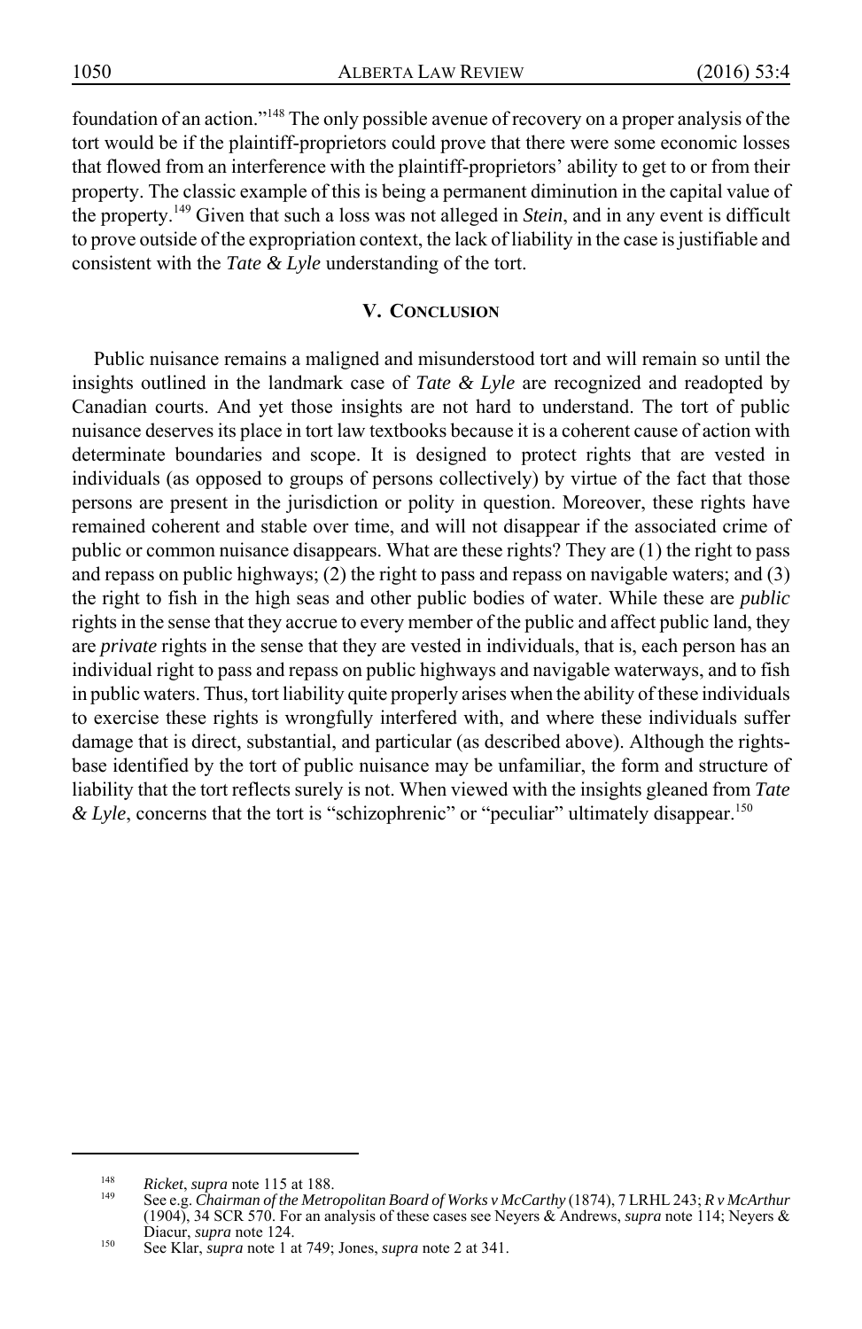foundation of an action."[148] The only possible avenue of recovery on a proper analysis of the tort would be if the plaintiff-proprietors could prove that there were some economic losses that flowed from an interference with the plaintiff-proprietors' ability to get to or from their property. The classic example of this is being a permanent diminution in the capital value of the property.[149] Given that such a loss was not alleged in *Stein*, and in any event is difficult to prove outside of the expropriation context, the lack of liability in the case is justifiable and consistent with the *Tate & Lyle* understanding of the tort.

## V. Conclusion

Public nuisance remains a maligned and misunderstood tort and will remain so until the insights outlined in the landmark case of *Tate & Lyle* are recognized and readopted by Canadian courts. And yet those insights are not hard to understand. The tort of public nuisance deserves its place in tort law textbooks because it is a coherent cause of action with determinate boundaries and scope. It is designed to protect rights that are vested in individuals (as opposed to groups of persons collectively) by virtue of the fact that those persons are present in the jurisdiction or polity in question. Moreover, these rights have remained coherent and stable over time, and will not disappear if the associated crime of public or common nuisance disappears. What are these rights? They are (1) the right to pass and repass on public highways; (2) the right to pass and repass on navigable waters; and (3) the right to fish in the high seas and other public bodies of water. While these are *public* rights in the sense that they accrue to every member of the public and affect public land, they are *private* rights in the sense that they are vested in individuals, that is, each person has an individual right to pass and repass on public highways and navigable waterways, and to fish in public waters. Thus, tort liability quite properly arises when the ability of these individuals to exercise these rights is wrongfully interfered with, and where these individuals suffer damage that is direct, substantial, and particular (as described above). Although the rights-base identified by the tort of public nuisance may be unfamiliar, the form and structure of liability that the tort reflects surely is not. When viewed with the insights gleaned from *Tate & Lyle*, concerns that the tort is "schizophrenic" or "peculiar" ultimately disappear.[150]

---

[148] *Ricket*, *supra* note 115 at 188.

[149] See e.g. *Chairman of the Metropolitan Board of Works v McCarthy* (1874), 7 LRHL 243; *R v McArthur* (1904), 34 SCR 570. For an analysis of these cases see Neyers & Andrews, *supra* note 114; Neyers & Diacur, *supra* note 124.

[150] See Klar, *supra* note 1 at 749; Jones, *supra* note 2 at 341.